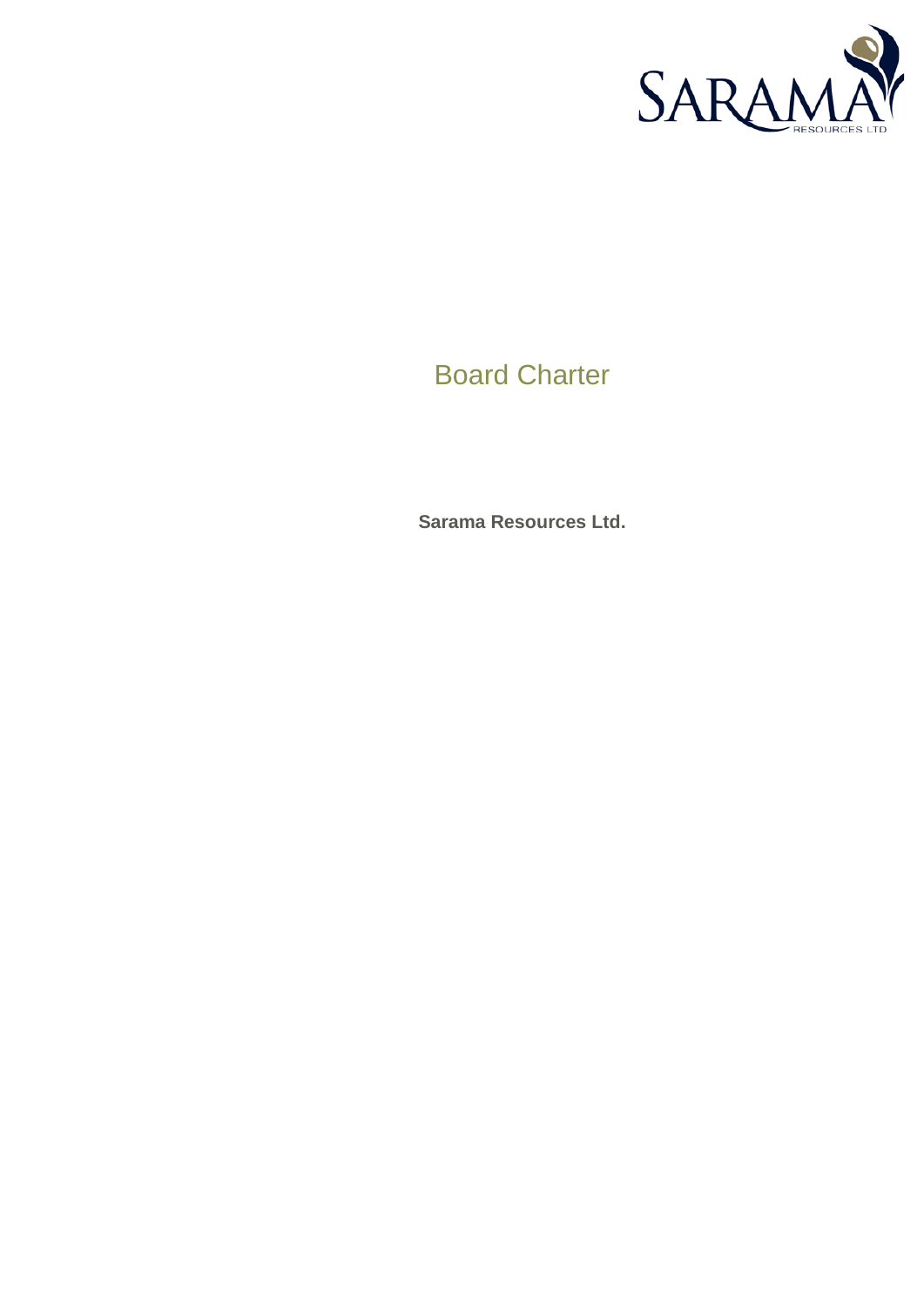# Board Charter

**Sarama Resources Ltd.**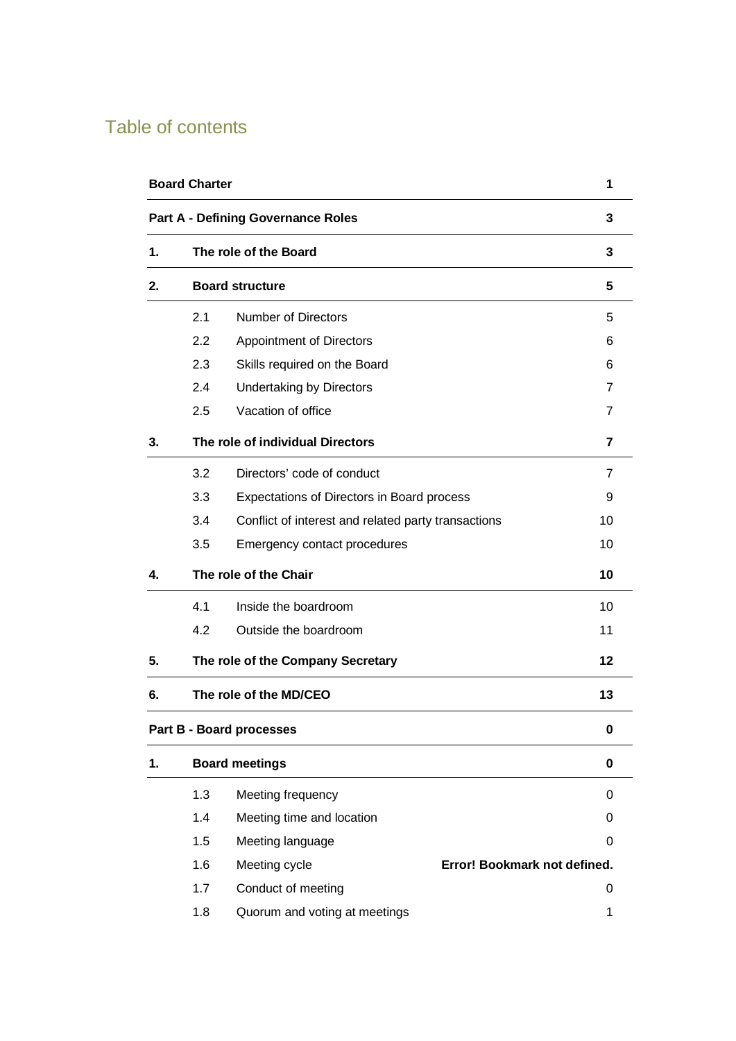# Table of contents

| | | | |
|---|---|---|---|
| **Board Charter** | | | **1** |
| **Part A - Defining Governance Roles** | | | **3** |
| **1.** | **The role of the Board** | | **3** |
| **2.** | **Board structure** | | **5** |
| | 2.1 | Number of Directors | 5 |
| | 2.2 | Appointment of Directors | 6 |
| | 2.3 | Skills required on the Board | 6 |
| | 2.4 | Undertaking by Directors | 7 |
| | 2.5 | Vacation of office | 7 |
| **3.** | **The role of individual Directors** | | **7** |
| | 3.2 | Directors' code of conduct | 7 |
| | 3.3 | Expectations of Directors in Board process | 9 |
| | 3.4 | Conflict of interest and related party transactions | 10 |
| | 3.5 | Emergency contact procedures | 10 |
| **4.** | **The role of the Chair** | | **10** |
| | 4.1 | Inside the boardroom | 10 |
| | 4.2 | Outside the boardroom | 11 |
| **5.** | **The role of the Company Secretary** | | **12** |
| **6.** | **The role of the MD/CEO** | | **13** |
| **Part B - Board processes** | | | **0** |
| **1.** | **Board meetings** | | **0** |
| | 1.3 | Meeting frequency | 0 |
| | 1.4 | Meeting time and location | 0 |
| | 1.5 | Meeting language | 0 |
| | 1.6 | Meeting cycle | **Error! Bookmark not defined.** |
| | 1.7 | Conduct of meeting | 0 |
| | 1.8 | Quorum and voting at meetings | 1 |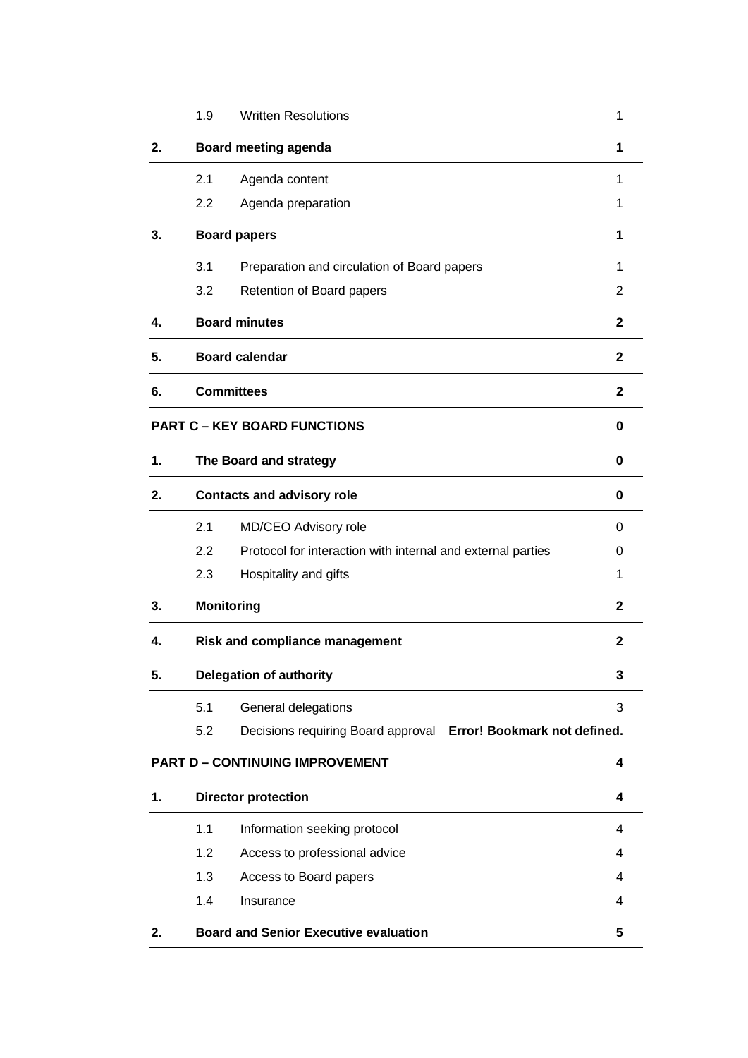| | | | |
|---|---|---|---|
| | 1.9 | Written Resolutions | 1 |
| **2.** | **Board meeting agenda** | | **1** |
| | 2.1 | Agenda content | 1 |
| | 2.2 | Agenda preparation | 1 |
| **3.** | **Board papers** | | **1** |
| | 3.1 | Preparation and circulation of Board papers | 1 |
| | 3.2 | Retention of Board papers | 2 |
| **4.** | **Board minutes** | | **2** |
| **5.** | **Board calendar** | | **2** |
| **6.** | **Committees** | | **2** |
| **PART C – KEY BOARD FUNCTIONS** | | | **0** |
| **1.** | **The Board and strategy** | | **0** |
| **2.** | **Contacts and advisory role** | | **0** |
| | 2.1 | MD/CEO Advisory role | 0 |
| | 2.2 | Protocol for interaction with internal and external parties | 0 |
| | 2.3 | Hospitality and gifts | 1 |
| **3.** | **Monitoring** | | **2** |
| **4.** | **Risk and compliance management** | | **2** |
| **5.** | **Delegation of authority** | | **3** |
| | 5.1 | General delegations | 3 |
| | 5.2 | Decisions requiring Board approval | **Error! Bookmark not defined.** |
| **PART D – CONTINUING IMPROVEMENT** | | | **4** |
| **1.** | **Director protection** | | **4** |
| | 1.1 | Information seeking protocol | 4 |
| | 1.2 | Access to professional advice | 4 |
| | 1.3 | Access to Board papers | 4 |
| | 1.4 | Insurance | 4 |
| **2.** | **Board and Senior Executive evaluation** | | **5** |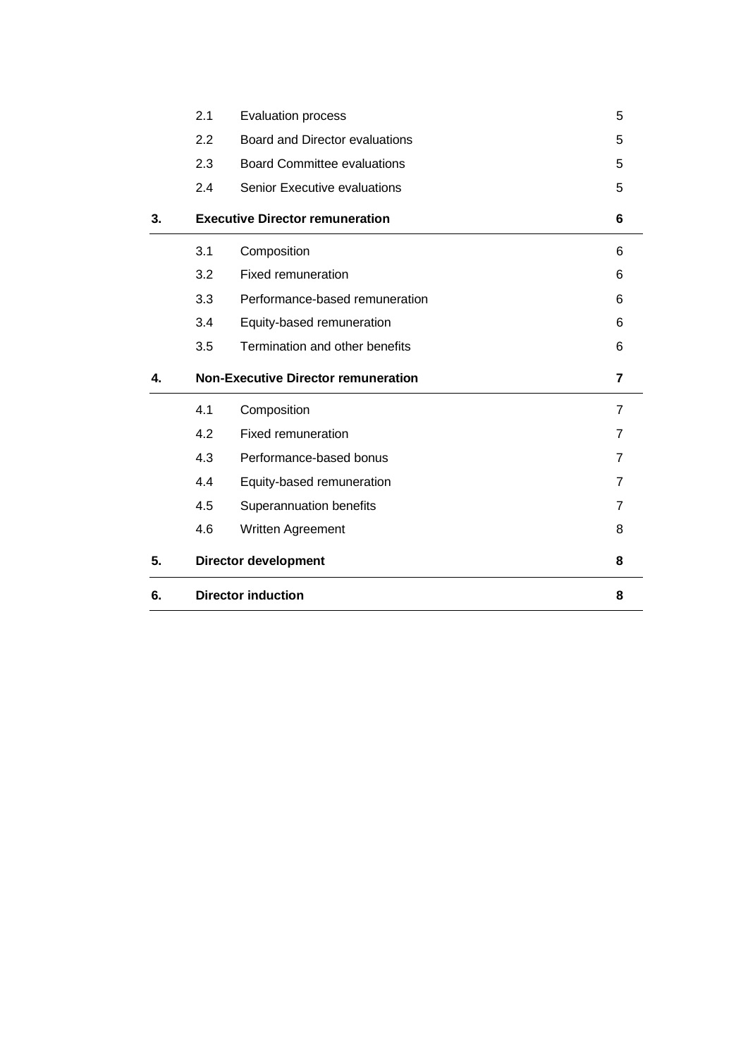| | | |
|---|---|---|
| 2.1 | Evaluation process | 5 |
| 2.2 | Board and Director evaluations | 5 |
| 2.3 | Board Committee evaluations | 5 |
| 2.4 | Senior Executive evaluations | 5 |
| **3.** | **Executive Director remuneration** | **6** |
| 3.1 | Composition | 6 |
| 3.2 | Fixed remuneration | 6 |
| 3.3 | Performance-based remuneration | 6 |
| 3.4 | Equity-based remuneration | 6 |
| 3.5 | Termination and other benefits | 6 |
| **4.** | **Non-Executive Director remuneration** | **7** |
| 4.1 | Composition | 7 |
| 4.2 | Fixed remuneration | 7 |
| 4.3 | Performance-based bonus | 7 |
| 4.4 | Equity-based remuneration | 7 |
| 4.5 | Superannuation benefits | 7 |
| 4.6 | Written Agreement | 8 |
| **5.** | **Director development** | **8** |
| **6.** | **Director induction** | **8** |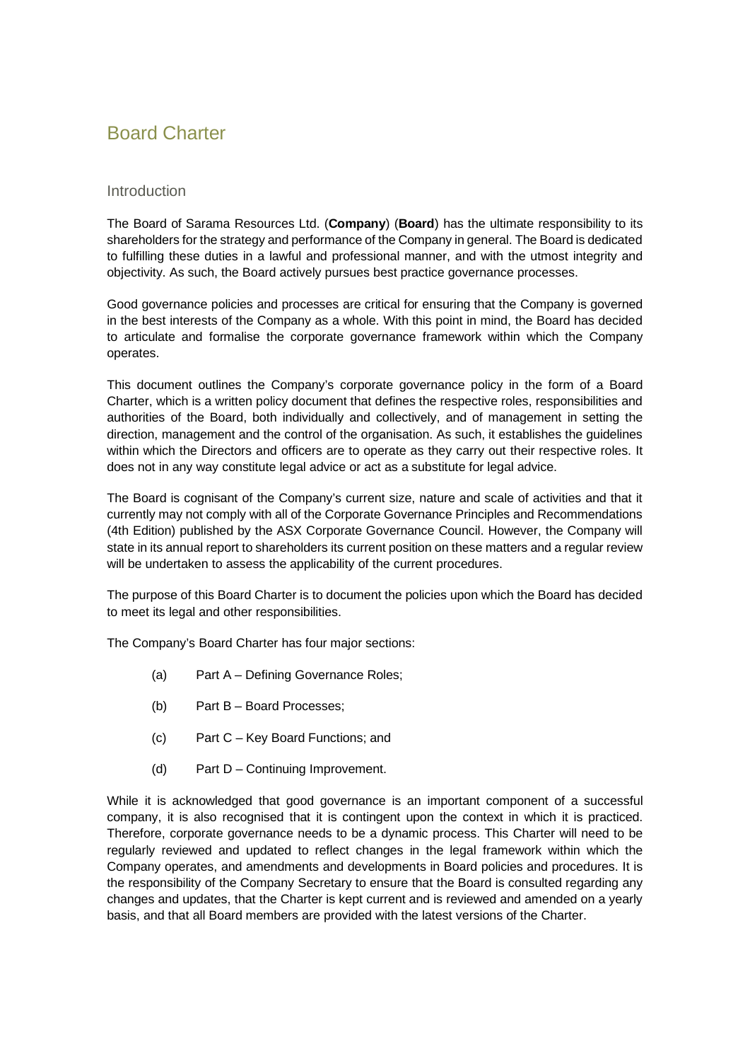# Board Charter

## Introduction

The Board of Sarama Resources Ltd. (**Company**) (**Board**) has the ultimate responsibility to its shareholders for the strategy and performance of the Company in general. The Board is dedicated to fulfilling these duties in a lawful and professional manner, and with the utmost integrity and objectivity. As such, the Board actively pursues best practice governance processes.

Good governance policies and processes are critical for ensuring that the Company is governed in the best interests of the Company as a whole. With this point in mind, the Board has decided to articulate and formalise the corporate governance framework within which the Company operates.

This document outlines the Company's corporate governance policy in the form of a Board Charter, which is a written policy document that defines the respective roles, responsibilities and authorities of the Board, both individually and collectively, and of management in setting the direction, management and the control of the organisation. As such, it establishes the guidelines within which the Directors and officers are to operate as they carry out their respective roles. It does not in any way constitute legal advice or act as a substitute for legal advice.

The Board is cognisant of the Company's current size, nature and scale of activities and that it currently may not comply with all of the Corporate Governance Principles and Recommendations (4th Edition) published by the ASX Corporate Governance Council. However, the Company will state in its annual report to shareholders its current position on these matters and a regular review will be undertaken to assess the applicability of the current procedures.

The purpose of this Board Charter is to document the policies upon which the Board has decided to meet its legal and other responsibilities.

The Company's Board Charter has four major sections:

(a) Part A – Defining Governance Roles;

(b) Part B – Board Processes;

(c) Part C – Key Board Functions; and

(d) Part D – Continuing Improvement.

While it is acknowledged that good governance is an important component of a successful company, it is also recognised that it is contingent upon the context in which it is practiced. Therefore, corporate governance needs to be a dynamic process. This Charter will need to be regularly reviewed and updated to reflect changes in the legal framework within which the Company operates, and amendments and developments in Board policies and procedures. It is the responsibility of the Company Secretary to ensure that the Board is consulted regarding any changes and updates, that the Charter is kept current and is reviewed and amended on a yearly basis, and that all Board members are provided with the latest versions of the Charter.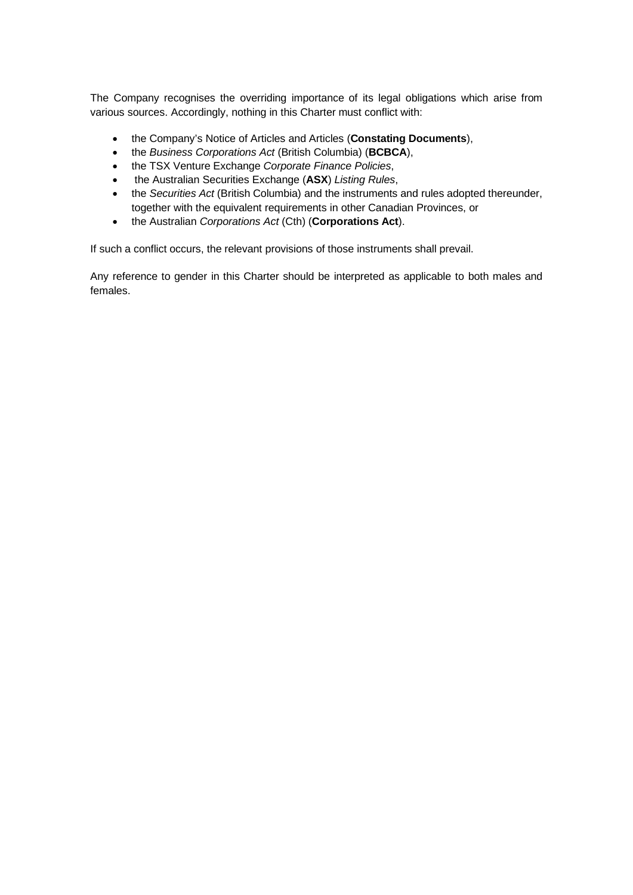The Company recognises the overriding importance of its legal obligations which arise from various sources. Accordingly, nothing in this Charter must conflict with:

- the Company's Notice of Articles and Articles (**Constating Documents**),
- the *Business Corporations Act* (British Columbia) (**BCBCA**),
- the TSX Venture Exchange *Corporate Finance Policies*,
- the Australian Securities Exchange (**ASX**) *Listing Rules*,
- the *Securities Act* (British Columbia) and the instruments and rules adopted thereunder, together with the equivalent requirements in other Canadian Provinces, or
- the Australian *Corporations Act* (Cth) (**Corporations Act**).

If such a conflict occurs, the relevant provisions of those instruments shall prevail.

Any reference to gender in this Charter should be interpreted as applicable to both males and females.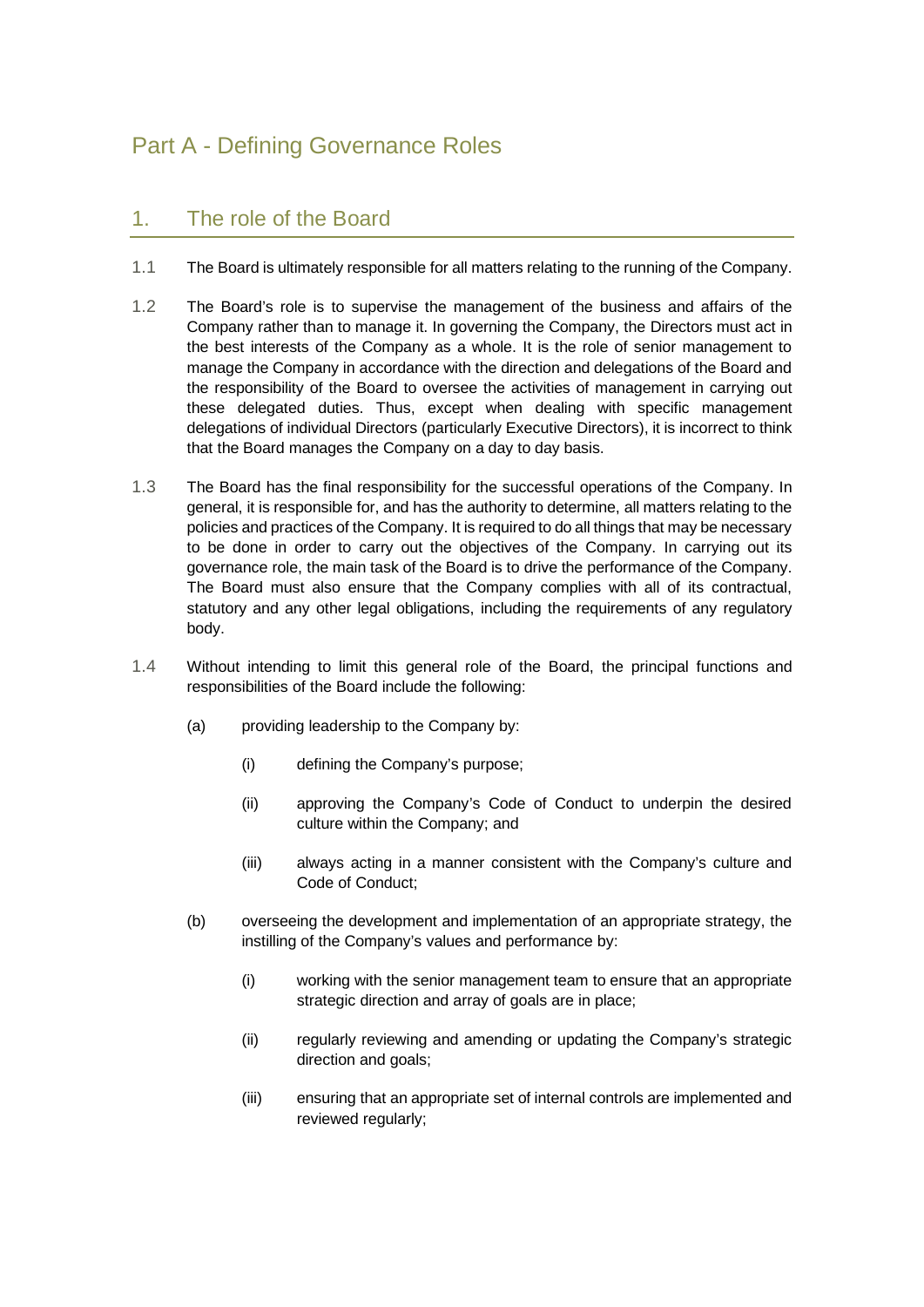# Part A - Defining Governance Roles

## 1. The role of the Board

1.1 The Board is ultimately responsible for all matters relating to the running of the Company.

1.2 The Board's role is to supervise the management of the business and affairs of the Company rather than to manage it. In governing the Company, the Directors must act in the best interests of the Company as a whole. It is the role of senior management to manage the Company in accordance with the direction and delegations of the Board and the responsibility of the Board to oversee the activities of management in carrying out these delegated duties. Thus, except when dealing with specific management delegations of individual Directors (particularly Executive Directors), it is incorrect to think that the Board manages the Company on a day to day basis.

1.3 The Board has the final responsibility for the successful operations of the Company. In general, it is responsible for, and has the authority to determine, all matters relating to the policies and practices of the Company. It is required to do all things that may be necessary to be done in order to carry out the objectives of the Company. In carrying out its governance role, the main task of the Board is to drive the performance of the Company. The Board must also ensure that the Company complies with all of its contractual, statutory and any other legal obligations, including the requirements of any regulatory body.

1.4 Without intending to limit this general role of the Board, the principal functions and responsibilities of the Board include the following:

(a) providing leadership to the Company by:

(i) defining the Company's purpose;

(ii) approving the Company's Code of Conduct to underpin the desired culture within the Company; and

(iii) always acting in a manner consistent with the Company's culture and Code of Conduct;

(b) overseeing the development and implementation of an appropriate strategy, the instilling of the Company's values and performance by:

(i) working with the senior management team to ensure that an appropriate strategic direction and array of goals are in place;

(ii) regularly reviewing and amending or updating the Company's strategic direction and goals;

(iii) ensuring that an appropriate set of internal controls are implemented and reviewed regularly;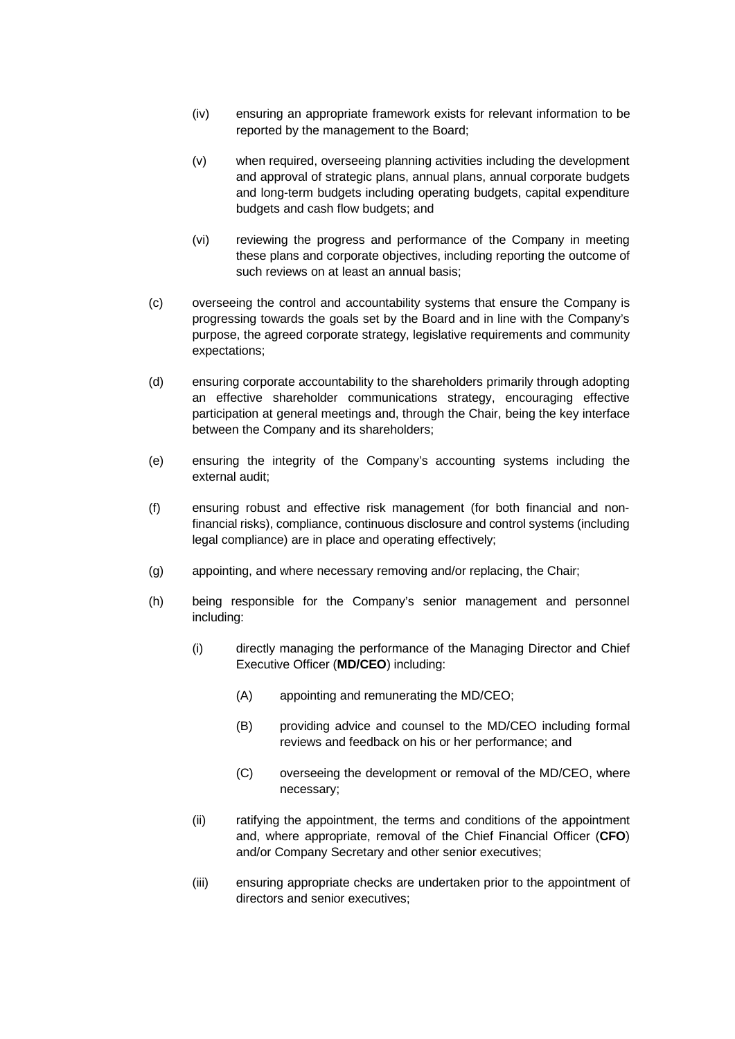(iv) ensuring an appropriate framework exists for relevant information to be reported by the management to the Board;

(v) when required, overseeing planning activities including the development and approval of strategic plans, annual plans, annual corporate budgets and long-term budgets including operating budgets, capital expenditure budgets and cash flow budgets; and

(vi) reviewing the progress and performance of the Company in meeting these plans and corporate objectives, including reporting the outcome of such reviews on at least an annual basis;

(c) overseeing the control and accountability systems that ensure the Company is progressing towards the goals set by the Board and in line with the Company's purpose, the agreed corporate strategy, legislative requirements and community expectations;

(d) ensuring corporate accountability to the shareholders primarily through adopting an effective shareholder communications strategy, encouraging effective participation at general meetings and, through the Chair, being the key interface between the Company and its shareholders;

(e) ensuring the integrity of the Company's accounting systems including the external audit;

(f) ensuring robust and effective risk management (for both financial and non-financial risks), compliance, continuous disclosure and control systems (including legal compliance) are in place and operating effectively;

(g) appointing, and where necessary removing and/or replacing, the Chair;

(h) being responsible for the Company's senior management and personnel including:

(i) directly managing the performance of the Managing Director and Chief Executive Officer (**MD/CEO**) including:

(A) appointing and remunerating the MD/CEO;

(B) providing advice and counsel to the MD/CEO including formal reviews and feedback on his or her performance; and

(C) overseeing the development or removal of the MD/CEO, where necessary;

(ii) ratifying the appointment, the terms and conditions of the appointment and, where appropriate, removal of the Chief Financial Officer (**CFO**) and/or Company Secretary and other senior executives;

(iii) ensuring appropriate checks are undertaken prior to the appointment of directors and senior executives;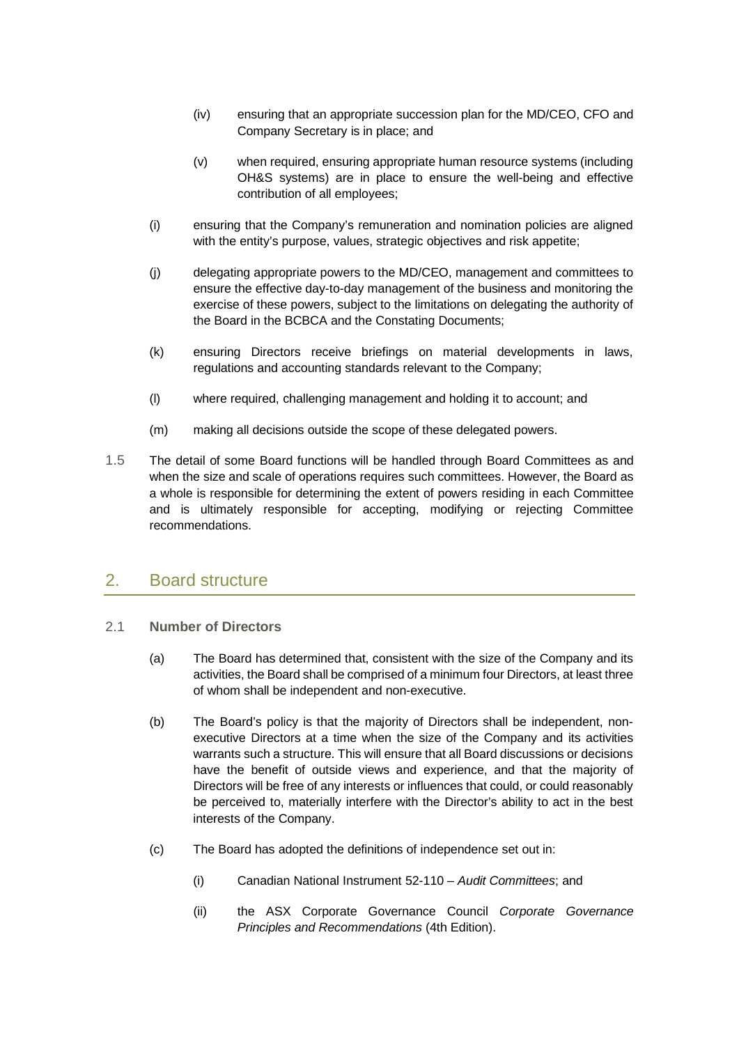(iv) ensuring that an appropriate succession plan for the MD/CEO, CFO and Company Secretary is in place; and

(v) when required, ensuring appropriate human resource systems (including OH&S systems) are in place to ensure the well-being and effective contribution of all employees;

(i) ensuring that the Company's remuneration and nomination policies are aligned with the entity's purpose, values, strategic objectives and risk appetite;

(j) delegating appropriate powers to the MD/CEO, management and committees to ensure the effective day-to-day management of the business and monitoring the exercise of these powers, subject to the limitations on delegating the authority of the Board in the BCBCA and the Constating Documents;

(k) ensuring Directors receive briefings on material developments in laws, regulations and accounting standards relevant to the Company;

(l) where required, challenging management and holding it to account; and

(m) making all decisions outside the scope of these delegated powers.

1.5 The detail of some Board functions will be handled through Board Committees as and when the size and scale of operations requires such committees. However, the Board as a whole is responsible for determining the extent of powers residing in each Committee and is ultimately responsible for accepting, modifying or rejecting Committee recommendations.

## 2. Board structure

### 2.1 Number of Directors

(a) The Board has determined that, consistent with the size of the Company and its activities, the Board shall be comprised of a minimum four Directors, at least three of whom shall be independent and non-executive.

(b) The Board's policy is that the majority of Directors shall be independent, non-executive Directors at a time when the size of the Company and its activities warrants such a structure. This will ensure that all Board discussions or decisions have the benefit of outside views and experience, and that the majority of Directors will be free of any interests or influences that could, or could reasonably be perceived to, materially interfere with the Director's ability to act in the best interests of the Company.

(c) The Board has adopted the definitions of independence set out in:

(i) Canadian National Instrument 52-110 – *Audit Committees*; and

(ii) the ASX Corporate Governance Council *Corporate Governance Principles and Recommendations* (4th Edition).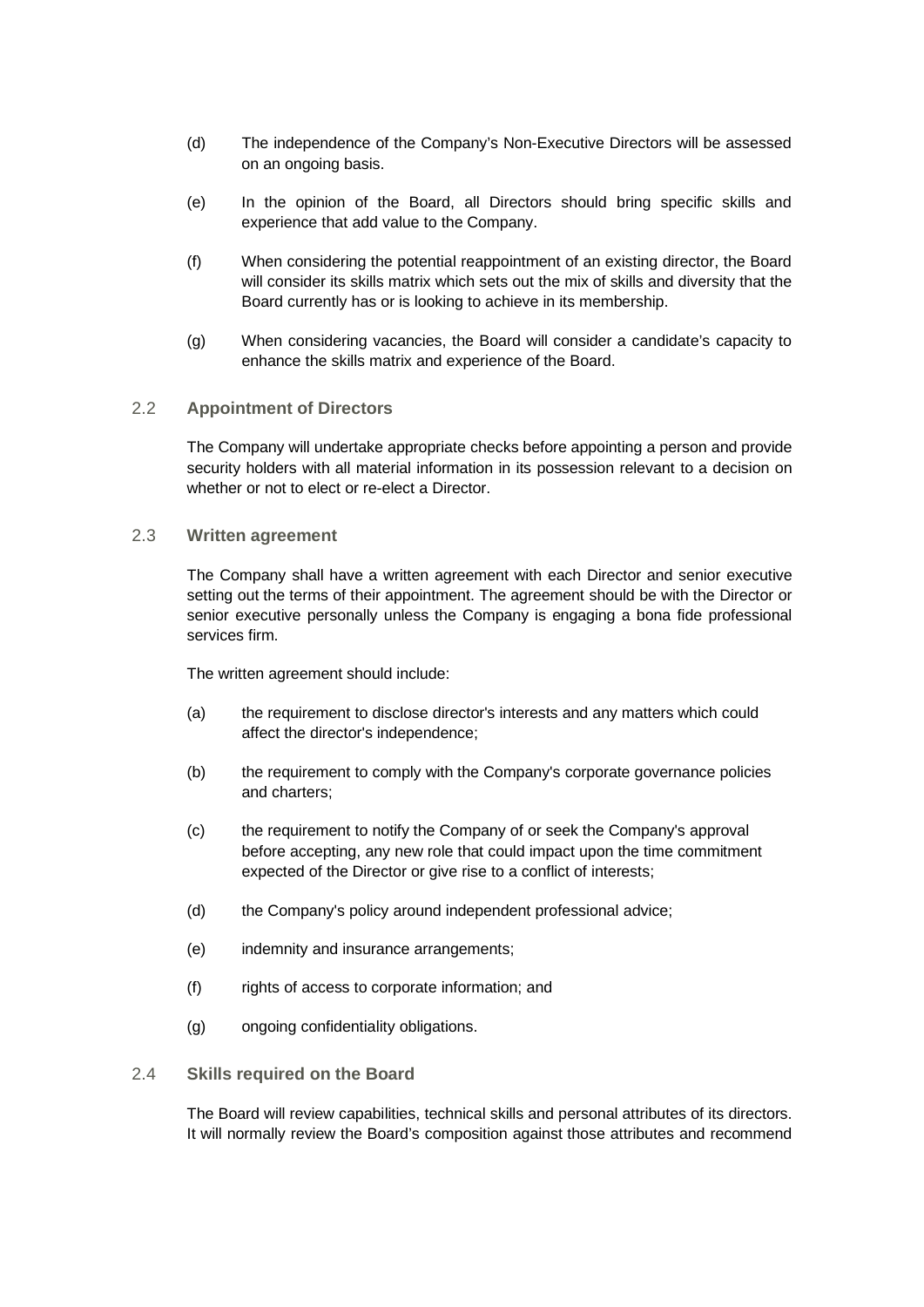(d) The independence of the Company's Non-Executive Directors will be assessed on an ongoing basis.

(e) In the opinion of the Board, all Directors should bring specific skills and experience that add value to the Company.

(f) When considering the potential reappointment of an existing director, the Board will consider its skills matrix which sets out the mix of skills and diversity that the Board currently has or is looking to achieve in its membership.

(g) When considering vacancies, the Board will consider a candidate's capacity to enhance the skills matrix and experience of the Board.

### 2.2 Appointment of Directors

The Company will undertake appropriate checks before appointing a person and provide security holders with all material information in its possession relevant to a decision on whether or not to elect or re-elect a Director.

### 2.3 Written agreement

The Company shall have a written agreement with each Director and senior executive setting out the terms of their appointment. The agreement should be with the Director or senior executive personally unless the Company is engaging a bona fide professional services firm.

The written agreement should include:

(a) the requirement to disclose director's interests and any matters which could affect the director's independence;

(b) the requirement to comply with the Company's corporate governance policies and charters;

(c) the requirement to notify the Company of or seek the Company's approval before accepting, any new role that could impact upon the time commitment expected of the Director or give rise to a conflict of interests;

(d) the Company's policy around independent professional advice;

(e) indemnity and insurance arrangements;

(f) rights of access to corporate information; and

(g) ongoing confidentiality obligations.

### 2.4 Skills required on the Board

The Board will review capabilities, technical skills and personal attributes of its directors. It will normally review the Board's composition against those attributes and recommend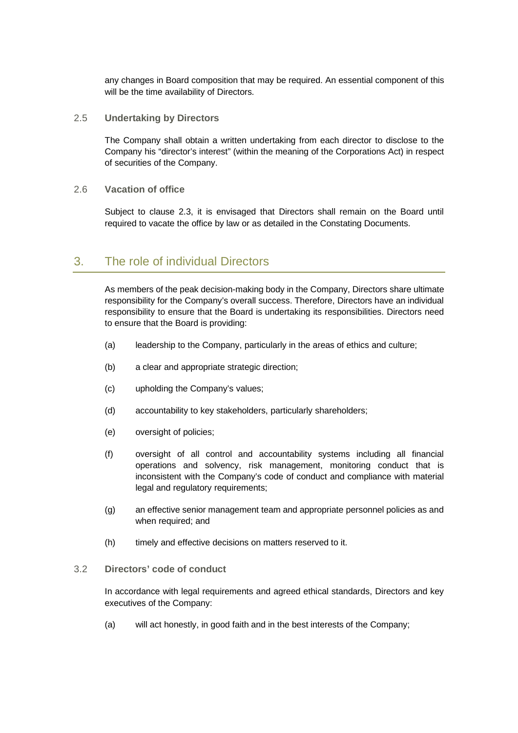any changes in Board composition that may be required. An essential component of this will be the time availability of Directors.

### 2.5 Undertaking by Directors

The Company shall obtain a written undertaking from each director to disclose to the Company his "director's interest" (within the meaning of the Corporations Act) in respect of securities of the Company.

### 2.6 Vacation of office

Subject to clause 2.3, it is envisaged that Directors shall remain on the Board until required to vacate the office by law or as detailed in the Constating Documents.

## 3. The role of individual Directors

As members of the peak decision-making body in the Company, Directors share ultimate responsibility for the Company's overall success. Therefore, Directors have an individual responsibility to ensure that the Board is undertaking its responsibilities. Directors need to ensure that the Board is providing:

(a) leadership to the Company, particularly in the areas of ethics and culture;

(b) a clear and appropriate strategic direction;

(c) upholding the Company's values;

(d) accountability to key stakeholders, particularly shareholders;

(e) oversight of policies;

(f) oversight of all control and accountability systems including all financial operations and solvency, risk management, monitoring conduct that is inconsistent with the Company's code of conduct and compliance with material legal and regulatory requirements;

(g) an effective senior management team and appropriate personnel policies as and when required; and

(h) timely and effective decisions on matters reserved to it.

### 3.2 Directors' code of conduct

In accordance with legal requirements and agreed ethical standards, Directors and key executives of the Company:

(a) will act honestly, in good faith and in the best interests of the Company;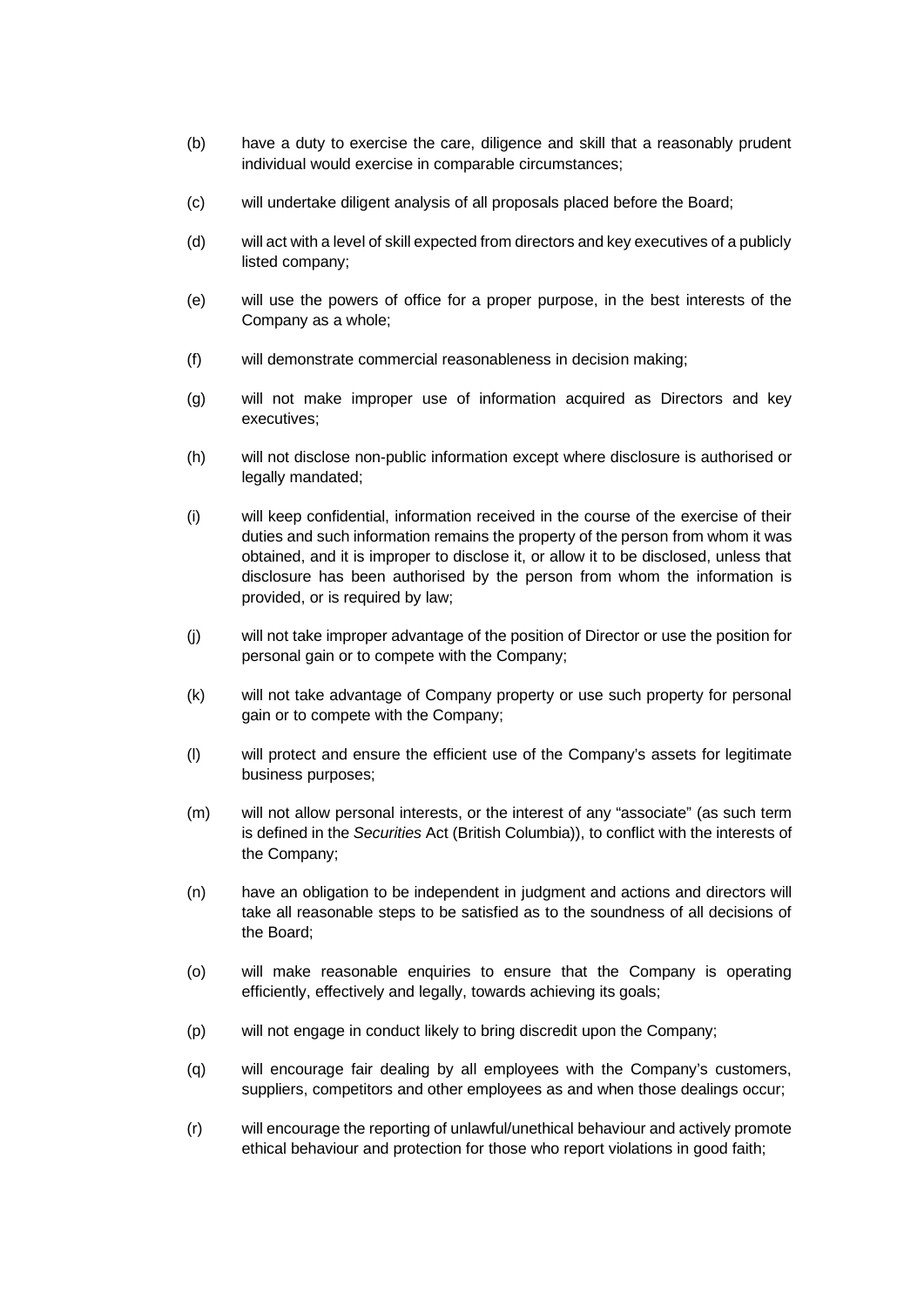(b) have a duty to exercise the care, diligence and skill that a reasonably prudent individual would exercise in comparable circumstances;

(c) will undertake diligent analysis of all proposals placed before the Board;

(d) will act with a level of skill expected from directors and key executives of a publicly listed company;

(e) will use the powers of office for a proper purpose, in the best interests of the Company as a whole;

(f) will demonstrate commercial reasonableness in decision making;

(g) will not make improper use of information acquired as Directors and key executives;

(h) will not disclose non-public information except where disclosure is authorised or legally mandated;

(i) will keep confidential, information received in the course of the exercise of their duties and such information remains the property of the person from whom it was obtained, and it is improper to disclose it, or allow it to be disclosed, unless that disclosure has been authorised by the person from whom the information is provided, or is required by law;

(j) will not take improper advantage of the position of Director or use the position for personal gain or to compete with the Company;

(k) will not take advantage of Company property or use such property for personal gain or to compete with the Company;

(l) will protect and ensure the efficient use of the Company's assets for legitimate business purposes;

(m) will not allow personal interests, or the interest of any "associate" (as such term is defined in the *Securities* Act (British Columbia)), to conflict with the interests of the Company;

(n) have an obligation to be independent in judgment and actions and directors will take all reasonable steps to be satisfied as to the soundness of all decisions of the Board;

(o) will make reasonable enquiries to ensure that the Company is operating efficiently, effectively and legally, towards achieving its goals;

(p) will not engage in conduct likely to bring discredit upon the Company;

(q) will encourage fair dealing by all employees with the Company's customers, suppliers, competitors and other employees as and when those dealings occur;

(r) will encourage the reporting of unlawful/unethical behaviour and actively promote ethical behaviour and protection for those who report violations in good faith;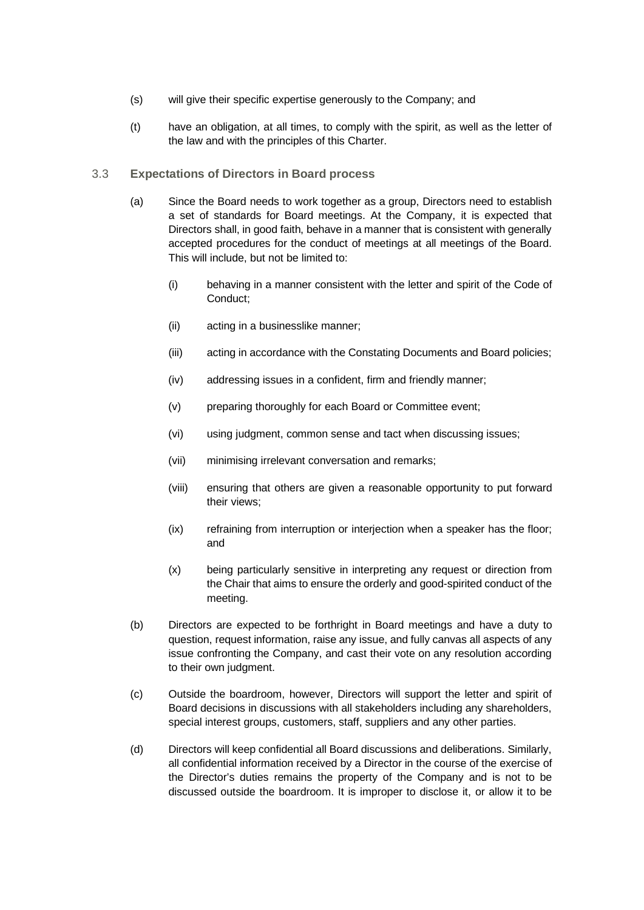(s) will give their specific expertise generously to the Company; and

(t) have an obligation, at all times, to comply with the spirit, as well as the letter of the law and with the principles of this Charter.

### 3.3 **Expectations of Directors in Board process**

(a) Since the Board needs to work together as a group, Directors need to establish a set of standards for Board meetings. At the Company, it is expected that Directors shall, in good faith, behave in a manner that is consistent with generally accepted procedures for the conduct of meetings at all meetings of the Board. This will include, but not be limited to:

   (i) behaving in a manner consistent with the letter and spirit of the Code of Conduct;

   (ii) acting in a businesslike manner;

   (iii) acting in accordance with the Constating Documents and Board policies;

   (iv) addressing issues in a confident, firm and friendly manner;

   (v) preparing thoroughly for each Board or Committee event;

   (vi) using judgment, common sense and tact when discussing issues;

   (vii) minimising irrelevant conversation and remarks;

   (viii) ensuring that others are given a reasonable opportunity to put forward their views;

   (ix) refraining from interruption or interjection when a speaker has the floor; and

   (x) being particularly sensitive in interpreting any request or direction from the Chair that aims to ensure the orderly and good-spirited conduct of the meeting.

(b) Directors are expected to be forthright in Board meetings and have a duty to question, request information, raise any issue, and fully canvas all aspects of any issue confronting the Company, and cast their vote on any resolution according to their own judgment.

(c) Outside the boardroom, however, Directors will support the letter and spirit of Board decisions in discussions with all stakeholders including any shareholders, special interest groups, customers, staff, suppliers and any other parties.

(d) Directors will keep confidential all Board discussions and deliberations. Similarly, all confidential information received by a Director in the course of the exercise of the Director's duties remains the property of the Company and is not to be discussed outside the boardroom. It is improper to disclose it, or allow it to be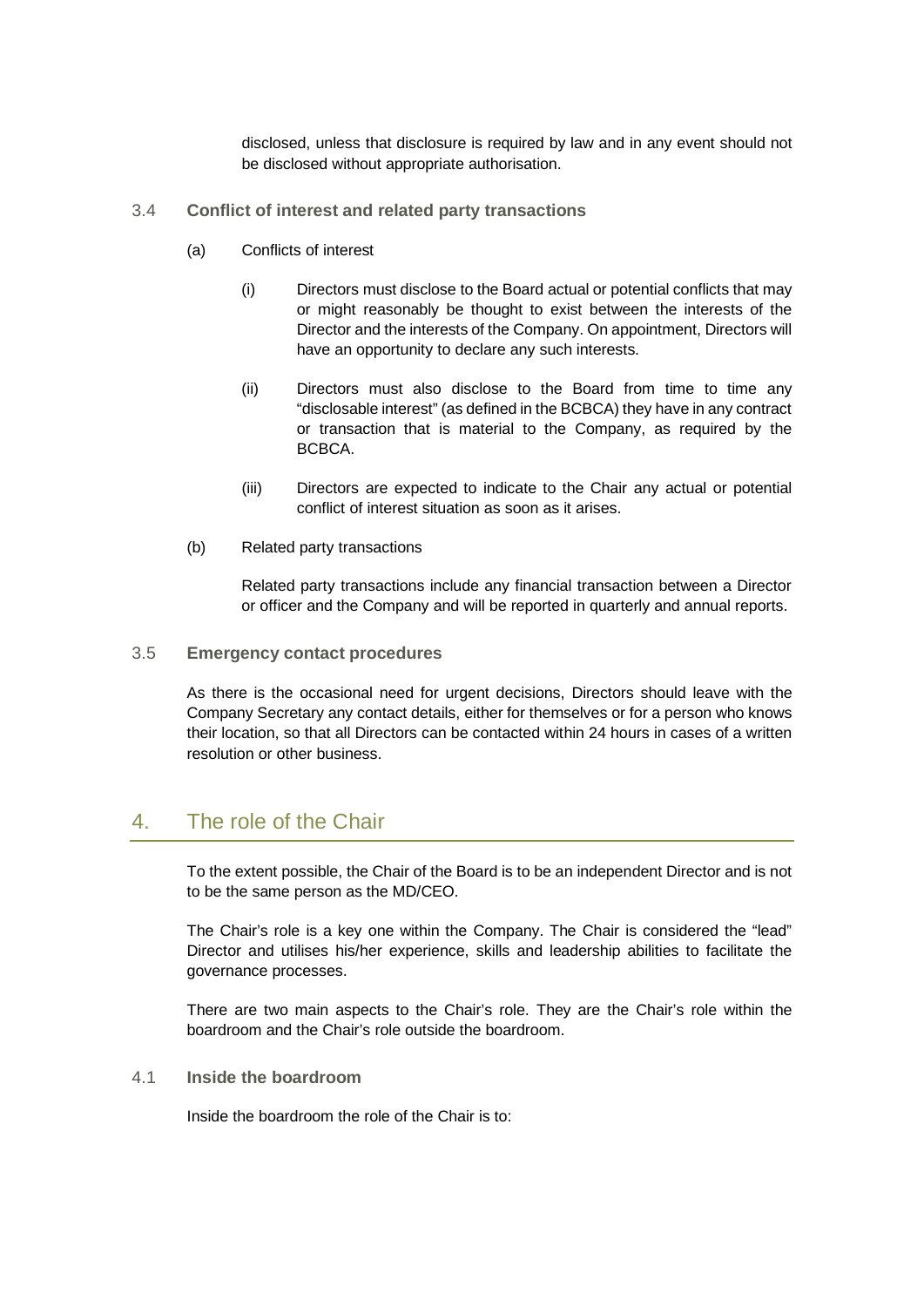disclosed, unless that disclosure is required by law and in any event should not be disclosed without appropriate authorisation.

### 3.4 Conflict of interest and related party transactions

(a) Conflicts of interest

(i) Directors must disclose to the Board actual or potential conflicts that may or might reasonably be thought to exist between the interests of the Director and the interests of the Company. On appointment, Directors will have an opportunity to declare any such interests.

(ii) Directors must also disclose to the Board from time to time any "disclosable interest" (as defined in the BCBCA) they have in any contract or transaction that is material to the Company, as required by the BCBCA.

(iii) Directors are expected to indicate to the Chair any actual or potential conflict of interest situation as soon as it arises.

(b) Related party transactions

Related party transactions include any financial transaction between a Director or officer and the Company and will be reported in quarterly and annual reports.

### 3.5 Emergency contact procedures

As there is the occasional need for urgent decisions, Directors should leave with the Company Secretary any contact details, either for themselves or for a person who knows their location, so that all Directors can be contacted within 24 hours in cases of a written resolution or other business.

## 4. The role of the Chair

To the extent possible, the Chair of the Board is to be an independent Director and is not to be the same person as the MD/CEO.

The Chair's role is a key one within the Company. The Chair is considered the "lead" Director and utilises his/her experience, skills and leadership abilities to facilitate the governance processes.

There are two main aspects to the Chair's role. They are the Chair's role within the boardroom and the Chair's role outside the boardroom.

### 4.1 Inside the boardroom

Inside the boardroom the role of the Chair is to: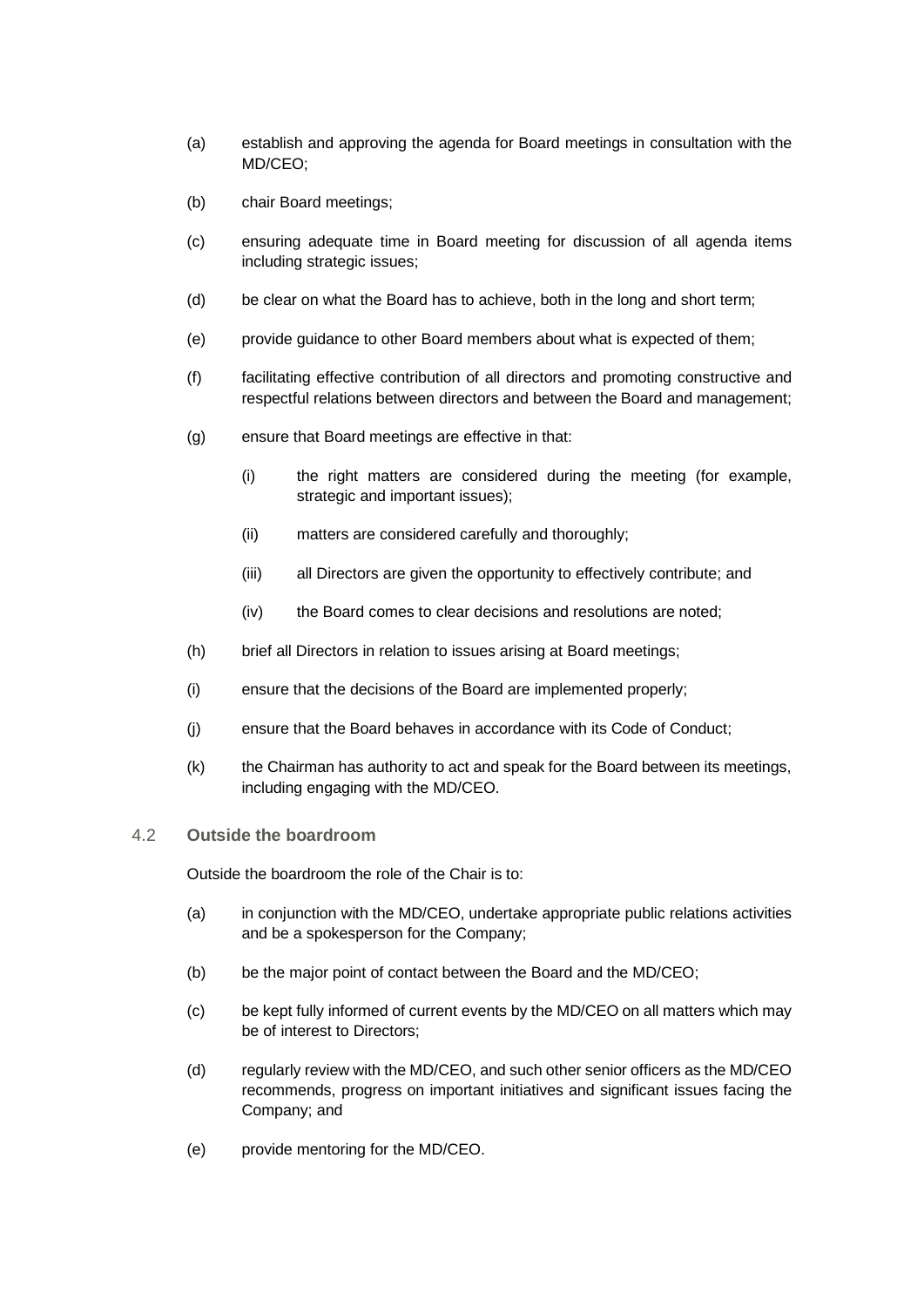(a) establish and approving the agenda for Board meetings in consultation with the MD/CEO;

(b) chair Board meetings;

(c) ensuring adequate time in Board meeting for discussion of all agenda items including strategic issues;

(d) be clear on what the Board has to achieve, both in the long and short term;

(e) provide guidance to other Board members about what is expected of them;

(f) facilitating effective contribution of all directors and promoting constructive and respectful relations between directors and between the Board and management;

(g) ensure that Board meetings are effective in that:

    (i) the right matters are considered during the meeting (for example, strategic and important issues);

    (ii) matters are considered carefully and thoroughly;

    (iii) all Directors are given the opportunity to effectively contribute; and

    (iv) the Board comes to clear decisions and resolutions are noted;

(h) brief all Directors in relation to issues arising at Board meetings;

(i) ensure that the decisions of the Board are implemented properly;

(j) ensure that the Board behaves in accordance with its Code of Conduct;

(k) the Chairman has authority to act and speak for the Board between its meetings, including engaging with the MD/CEO.

### 4.2 Outside the boardroom

Outside the boardroom the role of the Chair is to:

(a) in conjunction with the MD/CEO, undertake appropriate public relations activities and be a spokesperson for the Company;

(b) be the major point of contact between the Board and the MD/CEO;

(c) be kept fully informed of current events by the MD/CEO on all matters which may be of interest to Directors;

(d) regularly review with the MD/CEO, and such other senior officers as the MD/CEO recommends, progress on important initiatives and significant issues facing the Company; and

(e) provide mentoring for the MD/CEO.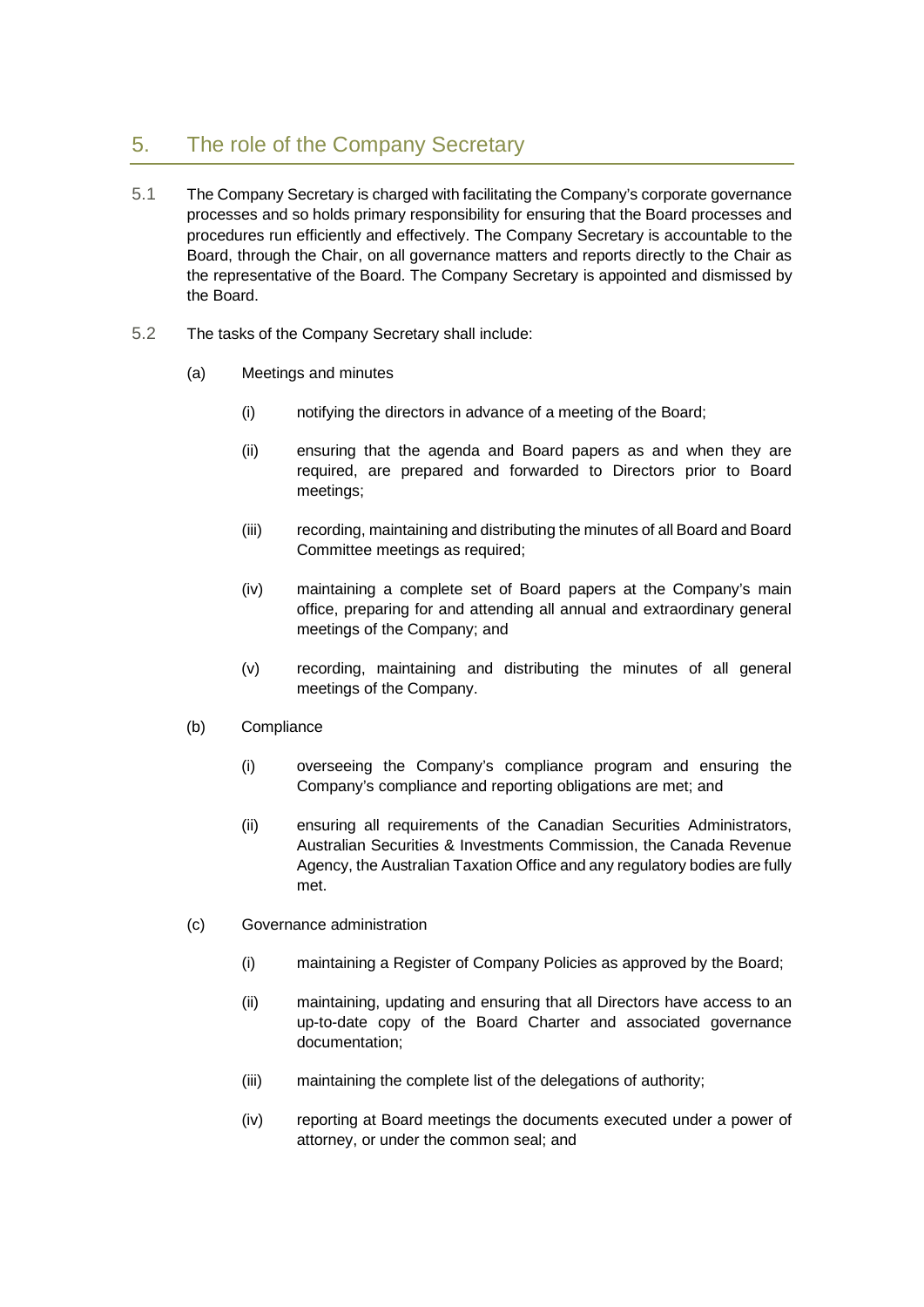## 5. The role of the Company Secretary

5.1 The Company Secretary is charged with facilitating the Company's corporate governance processes and so holds primary responsibility for ensuring that the Board processes and procedures run efficiently and effectively. The Company Secretary is accountable to the Board, through the Chair, on all governance matters and reports directly to the Chair as the representative of the Board. The Company Secretary is appointed and dismissed by the Board.

5.2 The tasks of the Company Secretary shall include:

(a) Meetings and minutes

(i) notifying the directors in advance of a meeting of the Board;

(ii) ensuring that the agenda and Board papers as and when they are required, are prepared and forwarded to Directors prior to Board meetings;

(iii) recording, maintaining and distributing the minutes of all Board and Board Committee meetings as required;

(iv) maintaining a complete set of Board papers at the Company's main office, preparing for and attending all annual and extraordinary general meetings of the Company; and

(v) recording, maintaining and distributing the minutes of all general meetings of the Company.

(b) Compliance

(i) overseeing the Company's compliance program and ensuring the Company's compliance and reporting obligations are met; and

(ii) ensuring all requirements of the Canadian Securities Administrators, Australian Securities & Investments Commission, the Canada Revenue Agency, the Australian Taxation Office and any regulatory bodies are fully met.

(c) Governance administration

(i) maintaining a Register of Company Policies as approved by the Board;

(ii) maintaining, updating and ensuring that all Directors have access to an up-to-date copy of the Board Charter and associated governance documentation;

(iii) maintaining the complete list of the delegations of authority;

(iv) reporting at Board meetings the documents executed under a power of attorney, or under the common seal; and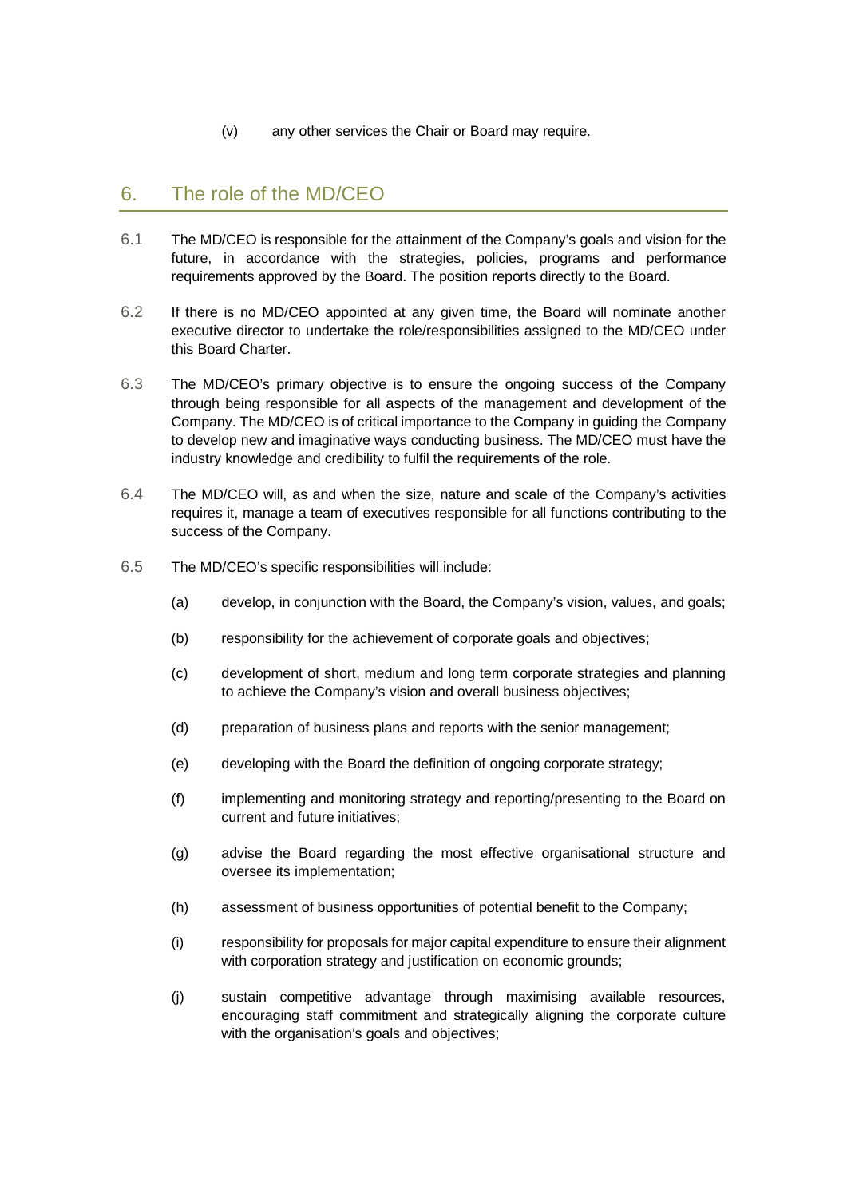(v) any other services the Chair or Board may require.

## 6. The role of the MD/CEO

6.1 The MD/CEO is responsible for the attainment of the Company's goals and vision for the future, in accordance with the strategies, policies, programs and performance requirements approved by the Board. The position reports directly to the Board.

6.2 If there is no MD/CEO appointed at any given time, the Board will nominate another executive director to undertake the role/responsibilities assigned to the MD/CEO under this Board Charter.

6.3 The MD/CEO's primary objective is to ensure the ongoing success of the Company through being responsible for all aspects of the management and development of the Company. The MD/CEO is of critical importance to the Company in guiding the Company to develop new and imaginative ways conducting business. The MD/CEO must have the industry knowledge and credibility to fulfil the requirements of the role.

6.4 The MD/CEO will, as and when the size, nature and scale of the Company's activities requires it, manage a team of executives responsible for all functions contributing to the success of the Company.

6.5 The MD/CEO's specific responsibilities will include:

(a) develop, in conjunction with the Board, the Company's vision, values, and goals;

(b) responsibility for the achievement of corporate goals and objectives;

(c) development of short, medium and long term corporate strategies and planning to achieve the Company's vision and overall business objectives;

(d) preparation of business plans and reports with the senior management;

(e) developing with the Board the definition of ongoing corporate strategy;

(f) implementing and monitoring strategy and reporting/presenting to the Board on current and future initiatives;

(g) advise the Board regarding the most effective organisational structure and oversee its implementation;

(h) assessment of business opportunities of potential benefit to the Company;

(i) responsibility for proposals for major capital expenditure to ensure their alignment with corporation strategy and justification on economic grounds;

(j) sustain competitive advantage through maximising available resources, encouraging staff commitment and strategically aligning the corporate culture with the organisation's goals and objectives;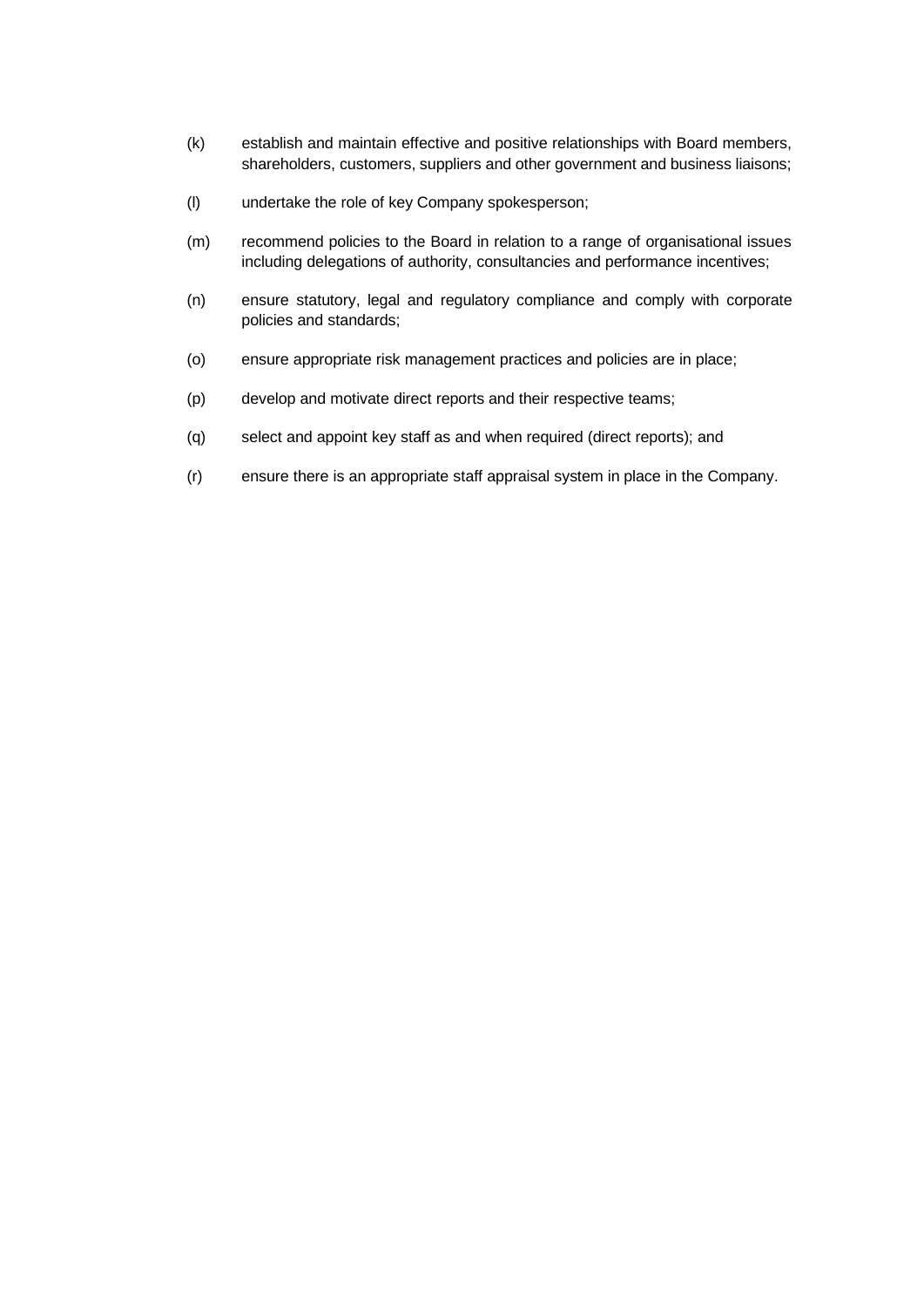(k) establish and maintain effective and positive relationships with Board members, shareholders, customers, suppliers and other government and business liaisons;

(l) undertake the role of key Company spokesperson;

(m) recommend policies to the Board in relation to a range of organisational issues including delegations of authority, consultancies and performance incentives;

(n) ensure statutory, legal and regulatory compliance and comply with corporate policies and standards;

(o) ensure appropriate risk management practices and policies are in place;

(p) develop and motivate direct reports and their respective teams;

(q) select and appoint key staff as and when required (direct reports); and

(r) ensure there is an appropriate staff appraisal system in place in the Company.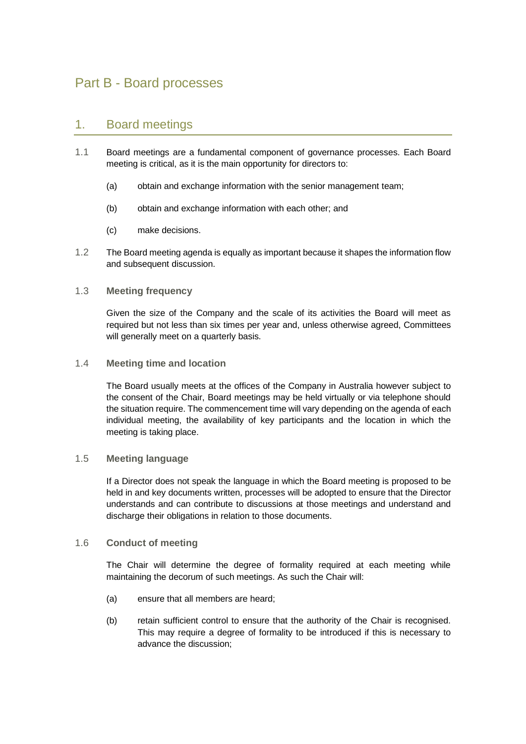# Part B - Board processes

## 1. Board meetings

1.1 Board meetings are a fundamental component of governance processes. Each Board meeting is critical, as it is the main opportunity for directors to:

(a) obtain and exchange information with the senior management team;

(b) obtain and exchange information with each other; and

(c) make decisions.

1.2 The Board meeting agenda is equally as important because it shapes the information flow and subsequent discussion.

### 1.3 Meeting frequency

Given the size of the Company and the scale of its activities the Board will meet as required but not less than six times per year and, unless otherwise agreed, Committees will generally meet on a quarterly basis.

### 1.4 Meeting time and location

The Board usually meets at the offices of the Company in Australia however subject to the consent of the Chair, Board meetings may be held virtually or via telephone should the situation require. The commencement time will vary depending on the agenda of each individual meeting, the availability of key participants and the location in which the meeting is taking place.

### 1.5 Meeting language

If a Director does not speak the language in which the Board meeting is proposed to be held in and key documents written, processes will be adopted to ensure that the Director understands and can contribute to discussions at those meetings and understand and discharge their obligations in relation to those documents.

### 1.6 Conduct of meeting

The Chair will determine the degree of formality required at each meeting while maintaining the decorum of such meetings. As such the Chair will:

(a) ensure that all members are heard;

(b) retain sufficient control to ensure that the authority of the Chair is recognised. This may require a degree of formality to be introduced if this is necessary to advance the discussion;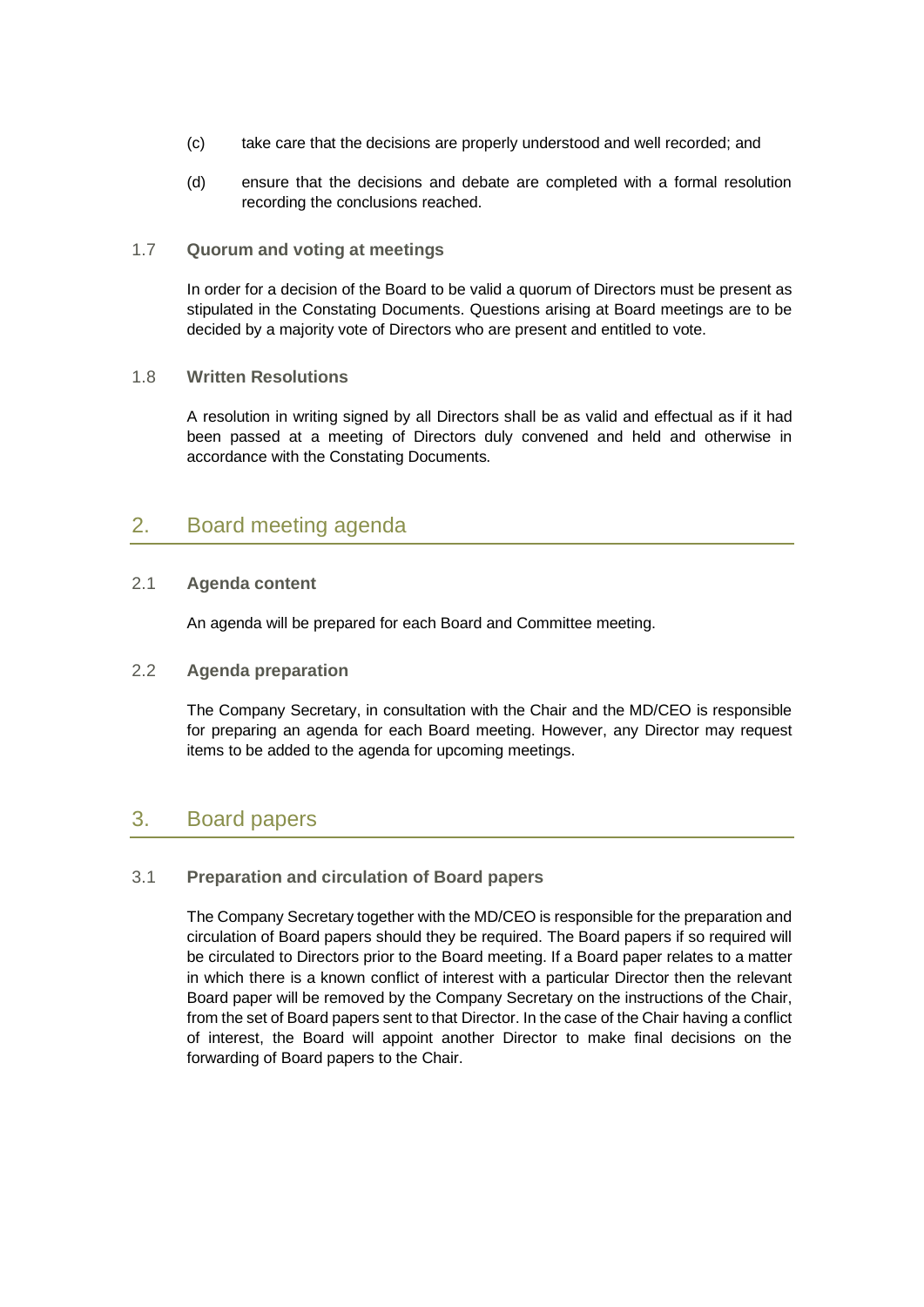(c) take care that the decisions are properly understood and well recorded; and

(d) ensure that the decisions and debate are completed with a formal resolution recording the conclusions reached.

### 1.7 Quorum and voting at meetings

In order for a decision of the Board to be valid a quorum of Directors must be present as stipulated in the Constating Documents. Questions arising at Board meetings are to be decided by a majority vote of Directors who are present and entitled to vote.

### 1.8 Written Resolutions

A resolution in writing signed by all Directors shall be as valid and effectual as if it had been passed at a meeting of Directors duly convened and held and otherwise in accordance with the Constating Documents.

## 2. Board meeting agenda

### 2.1 Agenda content

An agenda will be prepared for each Board and Committee meeting.

### 2.2 Agenda preparation

The Company Secretary, in consultation with the Chair and the MD/CEO is responsible for preparing an agenda for each Board meeting. However, any Director may request items to be added to the agenda for upcoming meetings.

## 3. Board papers

### 3.1 Preparation and circulation of Board papers

The Company Secretary together with the MD/CEO is responsible for the preparation and circulation of Board papers should they be required. The Board papers if so required will be circulated to Directors prior to the Board meeting. If a Board paper relates to a matter in which there is a known conflict of interest with a particular Director then the relevant Board paper will be removed by the Company Secretary on the instructions of the Chair, from the set of Board papers sent to that Director. In the case of the Chair having a conflict of interest, the Board will appoint another Director to make final decisions on the forwarding of Board papers to the Chair.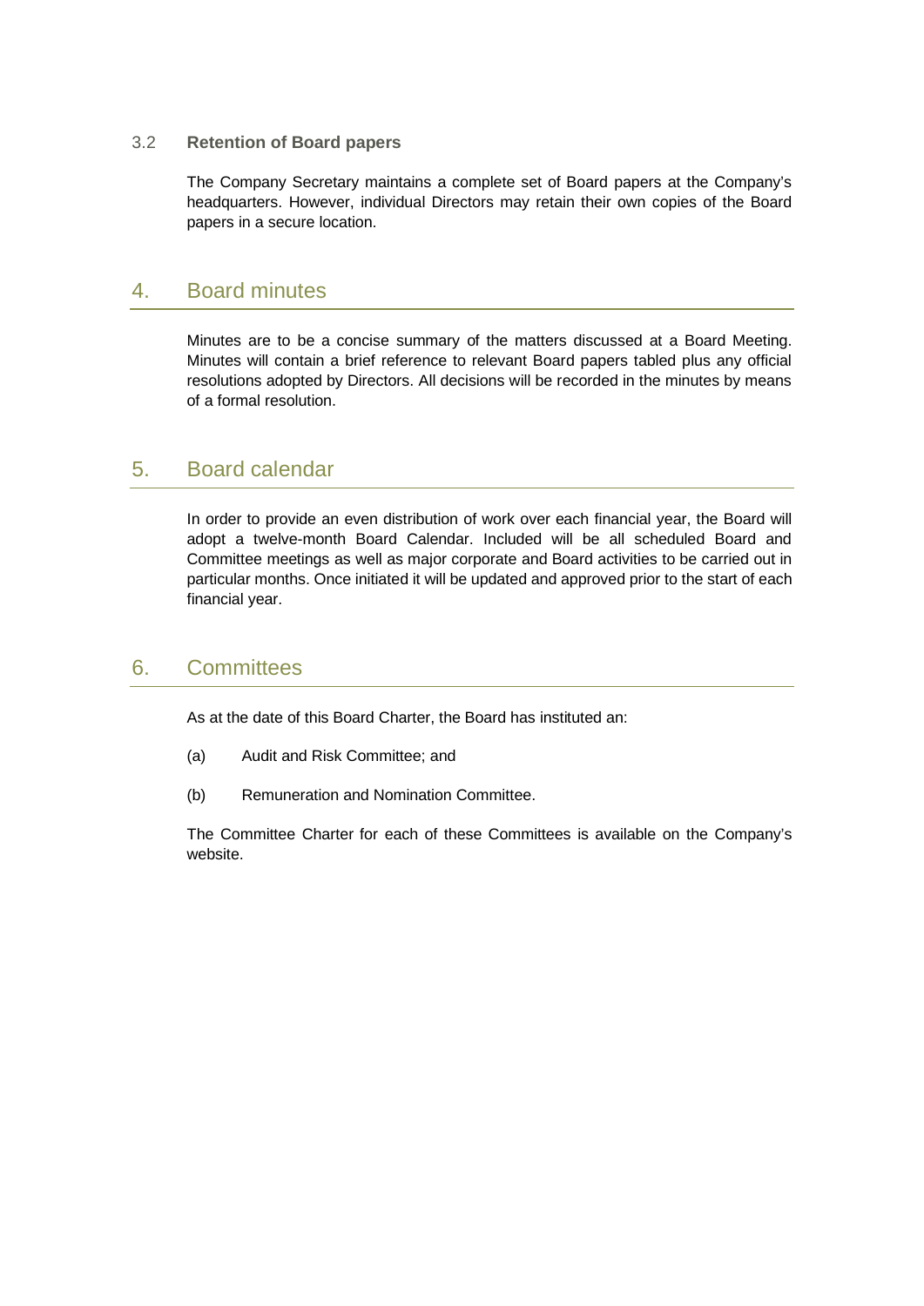### 3.2 Retention of Board papers

The Company Secretary maintains a complete set of Board papers at the Company's headquarters. However, individual Directors may retain their own copies of the Board papers in a secure location.

## 4. Board minutes

Minutes are to be a concise summary of the matters discussed at a Board Meeting. Minutes will contain a brief reference to relevant Board papers tabled plus any official resolutions adopted by Directors. All decisions will be recorded in the minutes by means of a formal resolution.

## 5. Board calendar

In order to provide an even distribution of work over each financial year, the Board will adopt a twelve-month Board Calendar. Included will be all scheduled Board and Committee meetings as well as major corporate and Board activities to be carried out in particular months. Once initiated it will be updated and approved prior to the start of each financial year.

## 6. Committees

As at the date of this Board Charter, the Board has instituted an:

(a) Audit and Risk Committee; and

(b) Remuneration and Nomination Committee.

The Committee Charter for each of these Committees is available on the Company's website.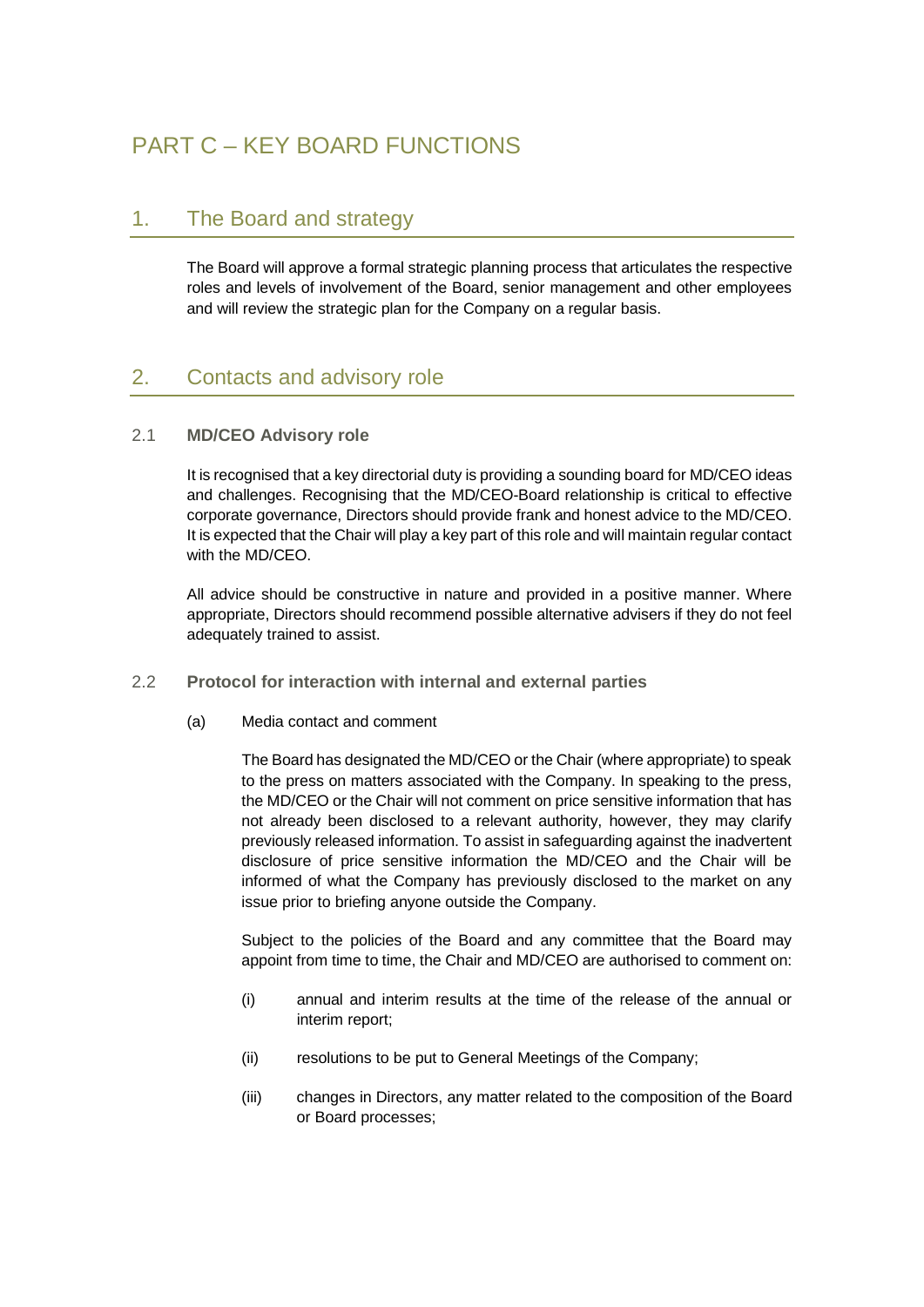# PART C – KEY BOARD FUNCTIONS

## 1. The Board and strategy

The Board will approve a formal strategic planning process that articulates the respective roles and levels of involvement of the Board, senior management and other employees and will review the strategic plan for the Company on a regular basis.

## 2. Contacts and advisory role

### 2.1 MD/CEO Advisory role

It is recognised that a key directorial duty is providing a sounding board for MD/CEO ideas and challenges. Recognising that the MD/CEO-Board relationship is critical to effective corporate governance, Directors should provide frank and honest advice to the MD/CEO. It is expected that the Chair will play a key part of this role and will maintain regular contact with the MD/CEO.

All advice should be constructive in nature and provided in a positive manner. Where appropriate, Directors should recommend possible alternative advisers if they do not feel adequately trained to assist.

### 2.2 Protocol for interaction with internal and external parties

(a) Media contact and comment

The Board has designated the MD/CEO or the Chair (where appropriate) to speak to the press on matters associated with the Company. In speaking to the press, the MD/CEO or the Chair will not comment on price sensitive information that has not already been disclosed to a relevant authority, however, they may clarify previously released information. To assist in safeguarding against the inadvertent disclosure of price sensitive information the MD/CEO and the Chair will be informed of what the Company has previously disclosed to the market on any issue prior to briefing anyone outside the Company.

Subject to the policies of the Board and any committee that the Board may appoint from time to time, the Chair and MD/CEO are authorised to comment on:

(i) annual and interim results at the time of the release of the annual or interim report;

(ii) resolutions to be put to General Meetings of the Company;

(iii) changes in Directors, any matter related to the composition of the Board or Board processes;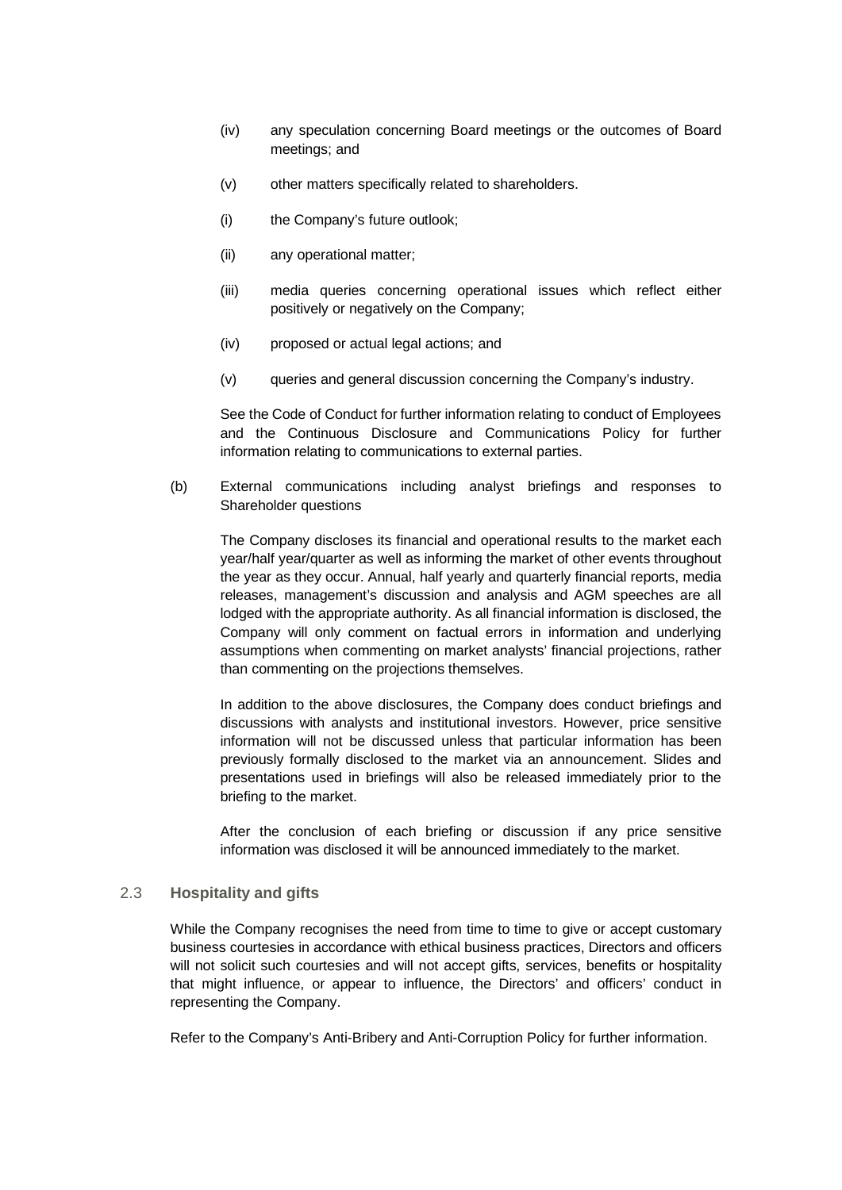(iv) any speculation concerning Board meetings or the outcomes of Board meetings; and

(v) other matters specifically related to shareholders.

(i) the Company's future outlook;

(ii) any operational matter;

(iii) media queries concerning operational issues which reflect either positively or negatively on the Company;

(iv) proposed or actual legal actions; and

(v) queries and general discussion concerning the Company's industry.

See the Code of Conduct for further information relating to conduct of Employees and the Continuous Disclosure and Communications Policy for further information relating to communications to external parties.

(b) External communications including analyst briefings and responses to Shareholder questions

The Company discloses its financial and operational results to the market each year/half year/quarter as well as informing the market of other events throughout the year as they occur. Annual, half yearly and quarterly financial reports, media releases, management's discussion and analysis and AGM speeches are all lodged with the appropriate authority. As all financial information is disclosed, the Company will only comment on factual errors in information and underlying assumptions when commenting on market analysts' financial projections, rather than commenting on the projections themselves.

In addition to the above disclosures, the Company does conduct briefings and discussions with analysts and institutional investors. However, price sensitive information will not be discussed unless that particular information has been previously formally disclosed to the market via an announcement. Slides and presentations used in briefings will also be released immediately prior to the briefing to the market.

After the conclusion of each briefing or discussion if any price sensitive information was disclosed it will be announced immediately to the market.

### 2.3 Hospitality and gifts

While the Company recognises the need from time to time to give or accept customary business courtesies in accordance with ethical business practices, Directors and officers will not solicit such courtesies and will not accept gifts, services, benefits or hospitality that might influence, or appear to influence, the Directors' and officers' conduct in representing the Company.

Refer to the Company's Anti-Bribery and Anti-Corruption Policy for further information.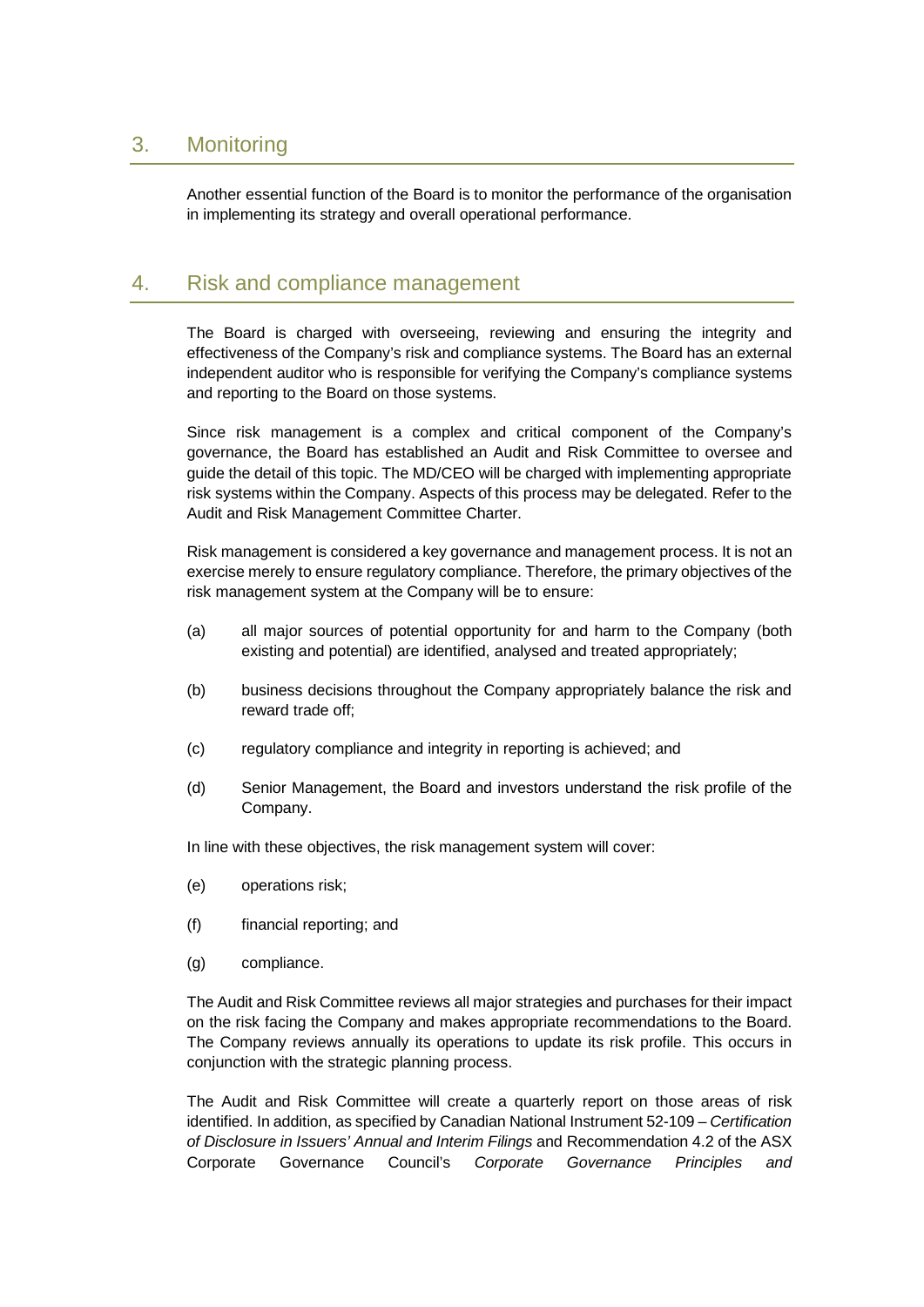## 3. Monitoring

Another essential function of the Board is to monitor the performance of the organisation in implementing its strategy and overall operational performance.

## 4. Risk and compliance management

The Board is charged with overseeing, reviewing and ensuring the integrity and effectiveness of the Company's risk and compliance systems. The Board has an external independent auditor who is responsible for verifying the Company's compliance systems and reporting to the Board on those systems.

Since risk management is a complex and critical component of the Company's governance, the Board has established an Audit and Risk Committee to oversee and guide the detail of this topic. The MD/CEO will be charged with implementing appropriate risk systems within the Company. Aspects of this process may be delegated. Refer to the Audit and Risk Management Committee Charter.

Risk management is considered a key governance and management process. It is not an exercise merely to ensure regulatory compliance. Therefore, the primary objectives of the risk management system at the Company will be to ensure:

(a) all major sources of potential opportunity for and harm to the Company (both existing and potential) are identified, analysed and treated appropriately;

(b) business decisions throughout the Company appropriately balance the risk and reward trade off;

(c) regulatory compliance and integrity in reporting is achieved; and

(d) Senior Management, the Board and investors understand the risk profile of the Company.

In line with these objectives, the risk management system will cover:

(e) operations risk;

(f) financial reporting; and

(g) compliance.

The Audit and Risk Committee reviews all major strategies and purchases for their impact on the risk facing the Company and makes appropriate recommendations to the Board. The Company reviews annually its operations to update its risk profile. This occurs in conjunction with the strategic planning process.

The Audit and Risk Committee will create a quarterly report on those areas of risk identified. In addition, as specified by Canadian National Instrument 52-109 – *Certification of Disclosure in Issuers' Annual and Interim Filings* and Recommendation 4.2 of the ASX Corporate Governance Council's *Corporate Governance Principles and*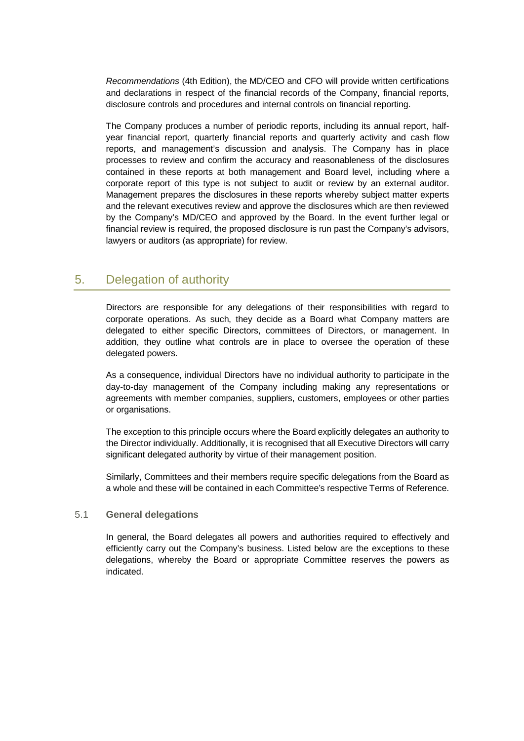*Recommendations* (4th Edition), the MD/CEO and CFO will provide written certifications and declarations in respect of the financial records of the Company, financial reports, disclosure controls and procedures and internal controls on financial reporting.

The Company produces a number of periodic reports, including its annual report, half-year financial report, quarterly financial reports and quarterly activity and cash flow reports, and management's discussion and analysis. The Company has in place processes to review and confirm the accuracy and reasonableness of the disclosures contained in these reports at both management and Board level, including where a corporate report of this type is not subject to audit or review by an external auditor. Management prepares the disclosures in these reports whereby subject matter experts and the relevant executives review and approve the disclosures which are then reviewed by the Company's MD/CEO and approved by the Board. In the event further legal or financial review is required, the proposed disclosure is run past the Company's advisors, lawyers or auditors (as appropriate) for review.

## 5. Delegation of authority

Directors are responsible for any delegations of their responsibilities with regard to corporate operations. As such, they decide as a Board what Company matters are delegated to either specific Directors, committees of Directors, or management. In addition, they outline what controls are in place to oversee the operation of these delegated powers.

As a consequence, individual Directors have no individual authority to participate in the day-to-day management of the Company including making any representations or agreements with member companies, suppliers, customers, employees or other parties or organisations.

The exception to this principle occurs where the Board explicitly delegates an authority to the Director individually. Additionally, it is recognised that all Executive Directors will carry significant delegated authority by virtue of their management position.

Similarly, Committees and their members require specific delegations from the Board as a whole and these will be contained in each Committee's respective Terms of Reference.

### 5.1 General delegations

In general, the Board delegates all powers and authorities required to effectively and efficiently carry out the Company's business. Listed below are the exceptions to these delegations, whereby the Board or appropriate Committee reserves the powers as indicated.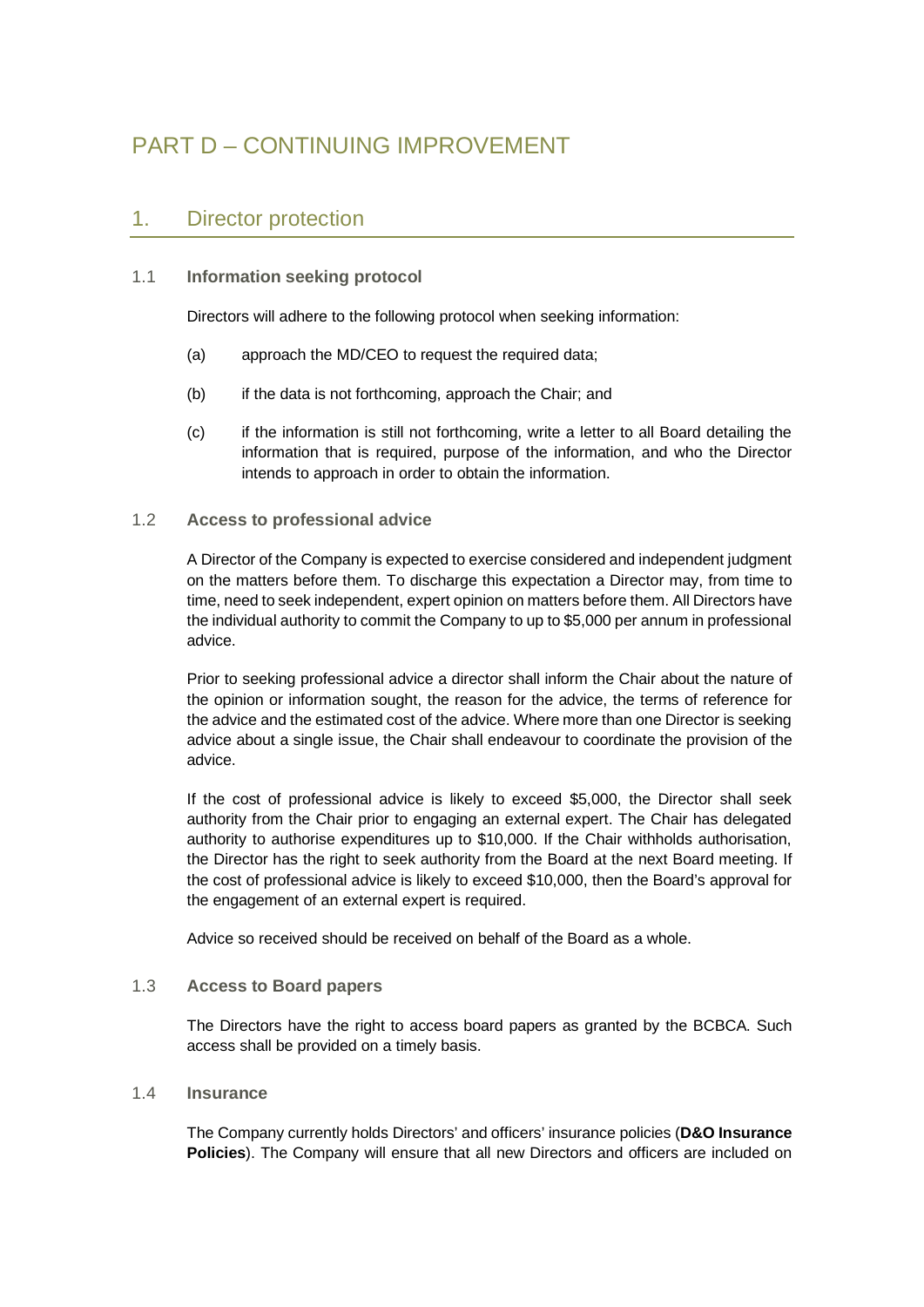# PART D – CONTINUING IMPROVEMENT

## 1. Director protection

### 1.1 Information seeking protocol

Directors will adhere to the following protocol when seeking information:

(a) approach the MD/CEO to request the required data;

(b) if the data is not forthcoming, approach the Chair; and

(c) if the information is still not forthcoming, write a letter to all Board detailing the information that is required, purpose of the information, and who the Director intends to approach in order to obtain the information.

### 1.2 Access to professional advice

A Director of the Company is expected to exercise considered and independent judgment on the matters before them. To discharge this expectation a Director may, from time to time, need to seek independent, expert opinion on matters before them. All Directors have the individual authority to commit the Company to up to $5,000 per annum in professional advice.

Prior to seeking professional advice a director shall inform the Chair about the nature of the opinion or information sought, the reason for the advice, the terms of reference for the advice and the estimated cost of the advice. Where more than one Director is seeking advice about a single issue, the Chair shall endeavour to coordinate the provision of the advice.

If the cost of professional advice is likely to exceed $5,000, the Director shall seek authority from the Chair prior to engaging an external expert. The Chair has delegated authority to authorise expenditures up to $10,000. If the Chair withholds authorisation, the Director has the right to seek authority from the Board at the next Board meeting. If the cost of professional advice is likely to exceed $10,000, then the Board's approval for the engagement of an external expert is required.

Advice so received should be received on behalf of the Board as a whole.

### 1.3 Access to Board papers

The Directors have the right to access board papers as granted by the BCBCA. Such access shall be provided on a timely basis.

### 1.4 Insurance

The Company currently holds Directors' and officers' insurance policies (**D&O Insurance Policies**). The Company will ensure that all new Directors and officers are included on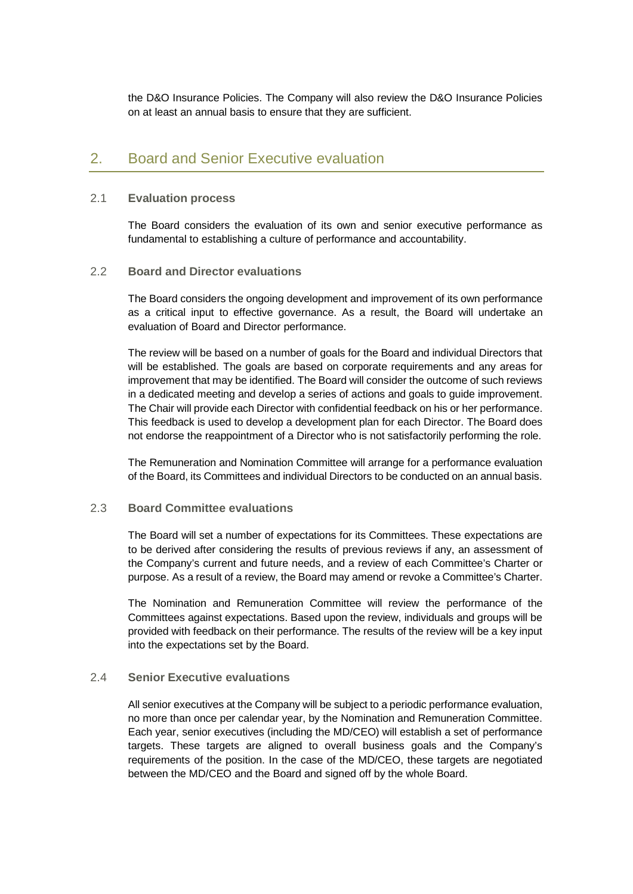the D&O Insurance Policies. The Company will also review the D&O Insurance Policies on at least an annual basis to ensure that they are sufficient.

## 2. Board and Senior Executive evaluation

### 2.1 Evaluation process

The Board considers the evaluation of its own and senior executive performance as fundamental to establishing a culture of performance and accountability.

### 2.2 Board and Director evaluations

The Board considers the ongoing development and improvement of its own performance as a critical input to effective governance. As a result, the Board will undertake an evaluation of Board and Director performance.

The review will be based on a number of goals for the Board and individual Directors that will be established. The goals are based on corporate requirements and any areas for improvement that may be identified. The Board will consider the outcome of such reviews in a dedicated meeting and develop a series of actions and goals to guide improvement. The Chair will provide each Director with confidential feedback on his or her performance. This feedback is used to develop a development plan for each Director. The Board does not endorse the reappointment of a Director who is not satisfactorily performing the role.

The Remuneration and Nomination Committee will arrange for a performance evaluation of the Board, its Committees and individual Directors to be conducted on an annual basis.

### 2.3 Board Committee evaluations

The Board will set a number of expectations for its Committees. These expectations are to be derived after considering the results of previous reviews if any, an assessment of the Company's current and future needs, and a review of each Committee's Charter or purpose. As a result of a review, the Board may amend or revoke a Committee's Charter.

The Nomination and Remuneration Committee will review the performance of the Committees against expectations. Based upon the review, individuals and groups will be provided with feedback on their performance. The results of the review will be a key input into the expectations set by the Board.

### 2.4 Senior Executive evaluations

All senior executives at the Company will be subject to a periodic performance evaluation, no more than once per calendar year, by the Nomination and Remuneration Committee. Each year, senior executives (including the MD/CEO) will establish a set of performance targets. These targets are aligned to overall business goals and the Company's requirements of the position. In the case of the MD/CEO, these targets are negotiated between the MD/CEO and the Board and signed off by the whole Board.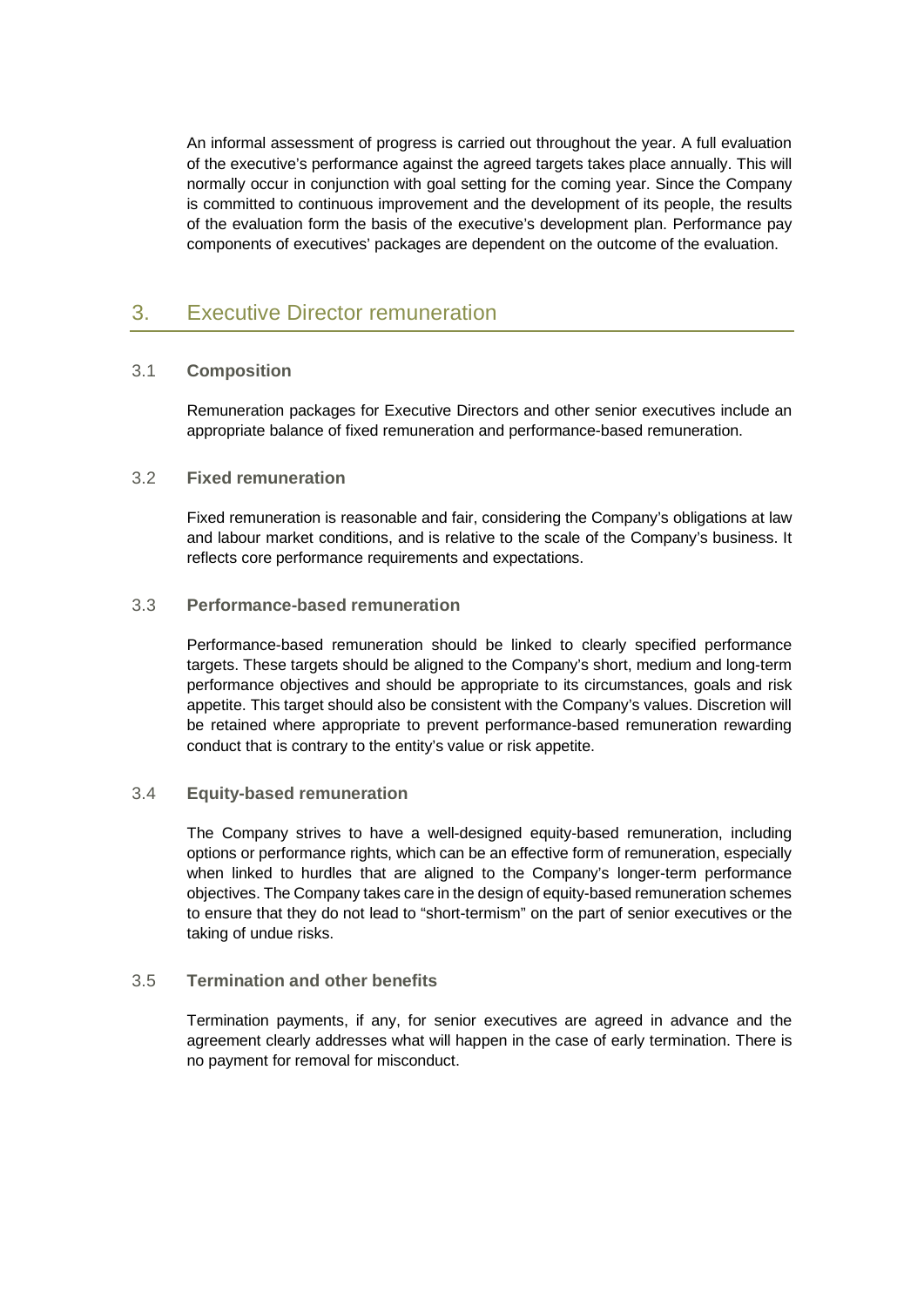An informal assessment of progress is carried out throughout the year. A full evaluation of the executive's performance against the agreed targets takes place annually. This will normally occur in conjunction with goal setting for the coming year. Since the Company is committed to continuous improvement and the development of its people, the results of the evaluation form the basis of the executive's development plan. Performance pay components of executives' packages are dependent on the outcome of the evaluation.

## 3. Executive Director remuneration

### 3.1 Composition

Remuneration packages for Executive Directors and other senior executives include an appropriate balance of fixed remuneration and performance-based remuneration.

### 3.2 Fixed remuneration

Fixed remuneration is reasonable and fair, considering the Company's obligations at law and labour market conditions, and is relative to the scale of the Company's business. It reflects core performance requirements and expectations.

### 3.3 Performance-based remuneration

Performance-based remuneration should be linked to clearly specified performance targets. These targets should be aligned to the Company's short, medium and long-term performance objectives and should be appropriate to its circumstances, goals and risk appetite. This target should also be consistent with the Company's values. Discretion will be retained where appropriate to prevent performance-based remuneration rewarding conduct that is contrary to the entity's value or risk appetite.

### 3.4 Equity-based remuneration

The Company strives to have a well-designed equity-based remuneration, including options or performance rights, which can be an effective form of remuneration, especially when linked to hurdles that are aligned to the Company's longer-term performance objectives. The Company takes care in the design of equity-based remuneration schemes to ensure that they do not lead to "short-termism" on the part of senior executives or the taking of undue risks.

### 3.5 Termination and other benefits

Termination payments, if any, for senior executives are agreed in advance and the agreement clearly addresses what will happen in the case of early termination. There is no payment for removal for misconduct.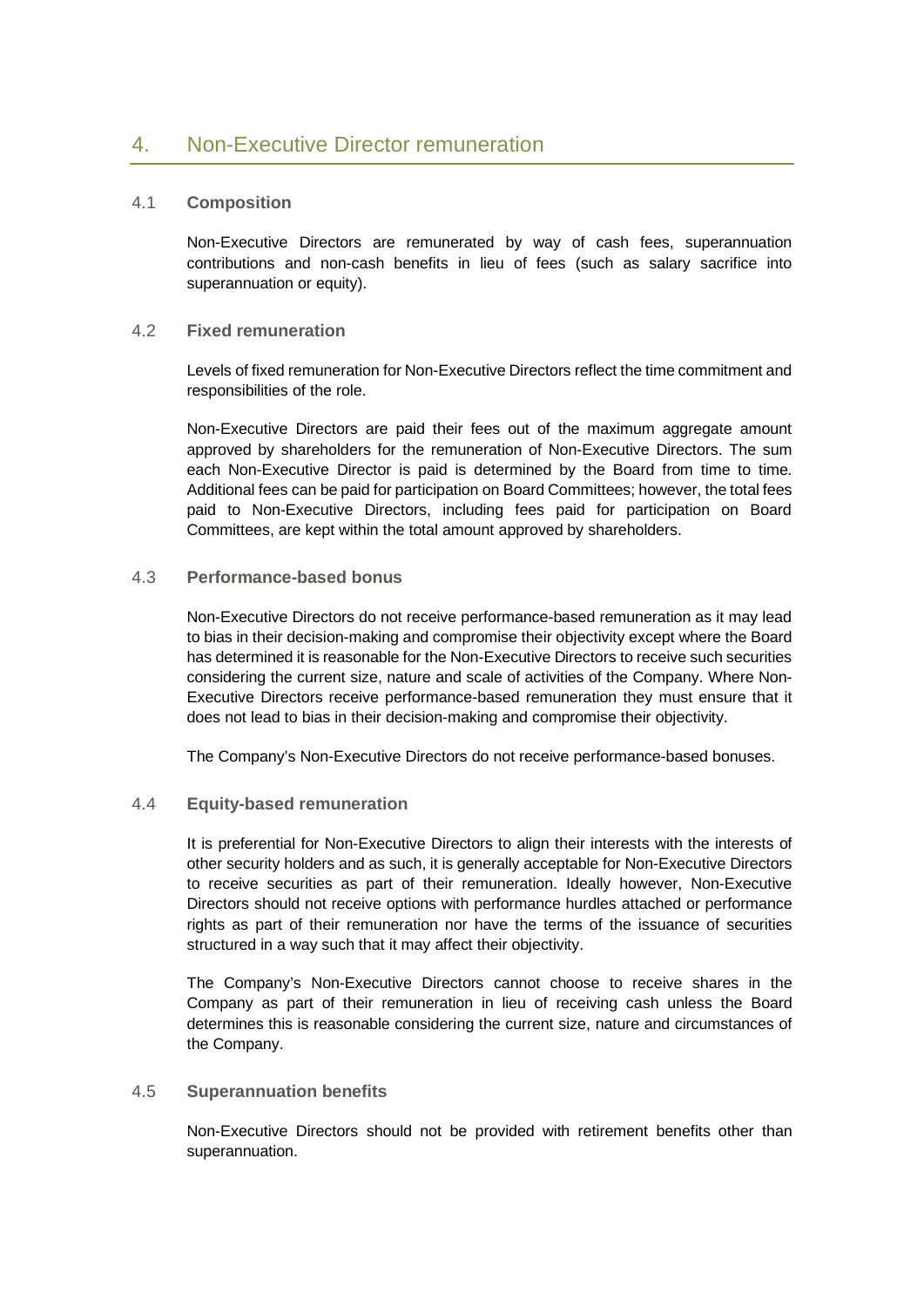## 4. Non-Executive Director remuneration

### 4.1 Composition

Non-Executive Directors are remunerated by way of cash fees, superannuation contributions and non-cash benefits in lieu of fees (such as salary sacrifice into superannuation or equity).

### 4.2 Fixed remuneration

Levels of fixed remuneration for Non-Executive Directors reflect the time commitment and responsibilities of the role.

Non-Executive Directors are paid their fees out of the maximum aggregate amount approved by shareholders for the remuneration of Non-Executive Directors. The sum each Non-Executive Director is paid is determined by the Board from time to time. Additional fees can be paid for participation on Board Committees; however, the total fees paid to Non-Executive Directors, including fees paid for participation on Board Committees, are kept within the total amount approved by shareholders.

### 4.3 Performance-based bonus

Non-Executive Directors do not receive performance-based remuneration as it may lead to bias in their decision-making and compromise their objectivity except where the Board has determined it is reasonable for the Non-Executive Directors to receive such securities considering the current size, nature and scale of activities of the Company. Where Non-Executive Directors receive performance-based remuneration they must ensure that it does not lead to bias in their decision-making and compromise their objectivity.

The Company's Non-Executive Directors do not receive performance-based bonuses.

### 4.4 Equity-based remuneration

It is preferential for Non-Executive Directors to align their interests with the interests of other security holders and as such, it is generally acceptable for Non-Executive Directors to receive securities as part of their remuneration. Ideally however, Non-Executive Directors should not receive options with performance hurdles attached or performance rights as part of their remuneration nor have the terms of the issuance of securities structured in a way such that it may affect their objectivity.

The Company's Non-Executive Directors cannot choose to receive shares in the Company as part of their remuneration in lieu of receiving cash unless the Board determines this is reasonable considering the current size, nature and circumstances of the Company.

### 4.5 Superannuation benefits

Non-Executive Directors should not be provided with retirement benefits other than superannuation.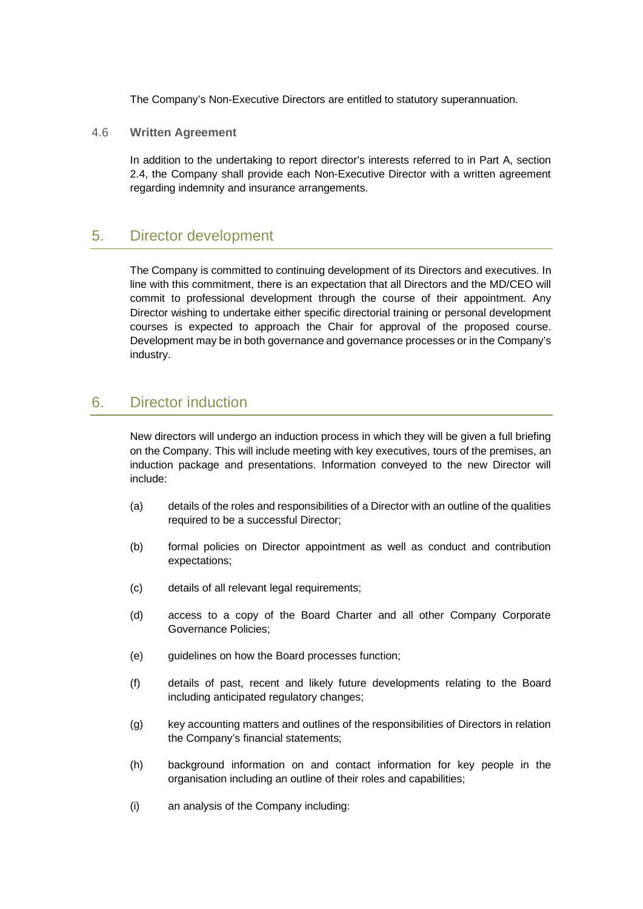The Company's Non-Executive Directors are entitled to statutory superannuation.

### 4.6 Written Agreement

In addition to the undertaking to report director's interests referred to in Part A, section 2.4, the Company shall provide each Non-Executive Director with a written agreement regarding indemnity and insurance arrangements.

## 5. Director development

The Company is committed to continuing development of its Directors and executives. In line with this commitment, there is an expectation that all Directors and the MD/CEO will commit to professional development through the course of their appointment. Any Director wishing to undertake either specific directorial training or personal development courses is expected to approach the Chair for approval of the proposed course. Development may be in both governance and governance processes or in the Company's industry.

## 6. Director induction

New directors will undergo an induction process in which they will be given a full briefing on the Company. This will include meeting with key executives, tours of the premises, an induction package and presentations. Information conveyed to the new Director will include:

(a) details of the roles and responsibilities of a Director with an outline of the qualities required to be a successful Director;

(b) formal policies on Director appointment as well as conduct and contribution expectations;

(c) details of all relevant legal requirements;

(d) access to a copy of the Board Charter and all other Company Corporate Governance Policies;

(e) guidelines on how the Board processes function;

(f) details of past, recent and likely future developments relating to the Board including anticipated regulatory changes;

(g) key accounting matters and outlines of the responsibilities of Directors in relation the Company's financial statements;

(h) background information on and contact information for key people in the organisation including an outline of their roles and capabilities;

(i) an analysis of the Company including: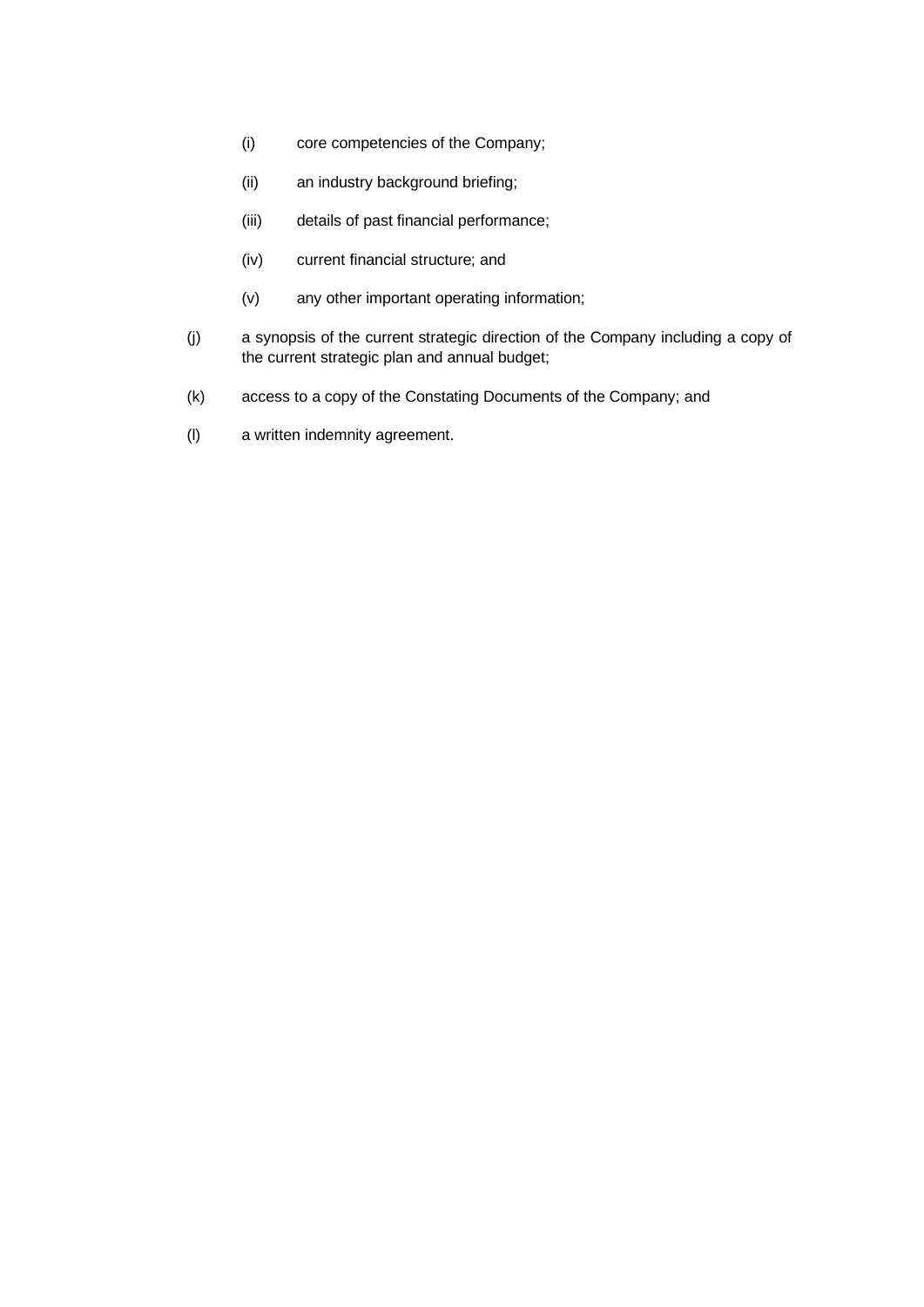- (i) core competencies of the Company;
- (ii) an industry background briefing;
- (iii) details of past financial performance;
- (iv) current financial structure; and
- (v) any other important operating information;

(j) a synopsis of the current strategic direction of the Company including a copy of the current strategic plan and annual budget;

(k) access to a copy of the Constating Documents of the Company; and

(l) a written indemnity agreement.